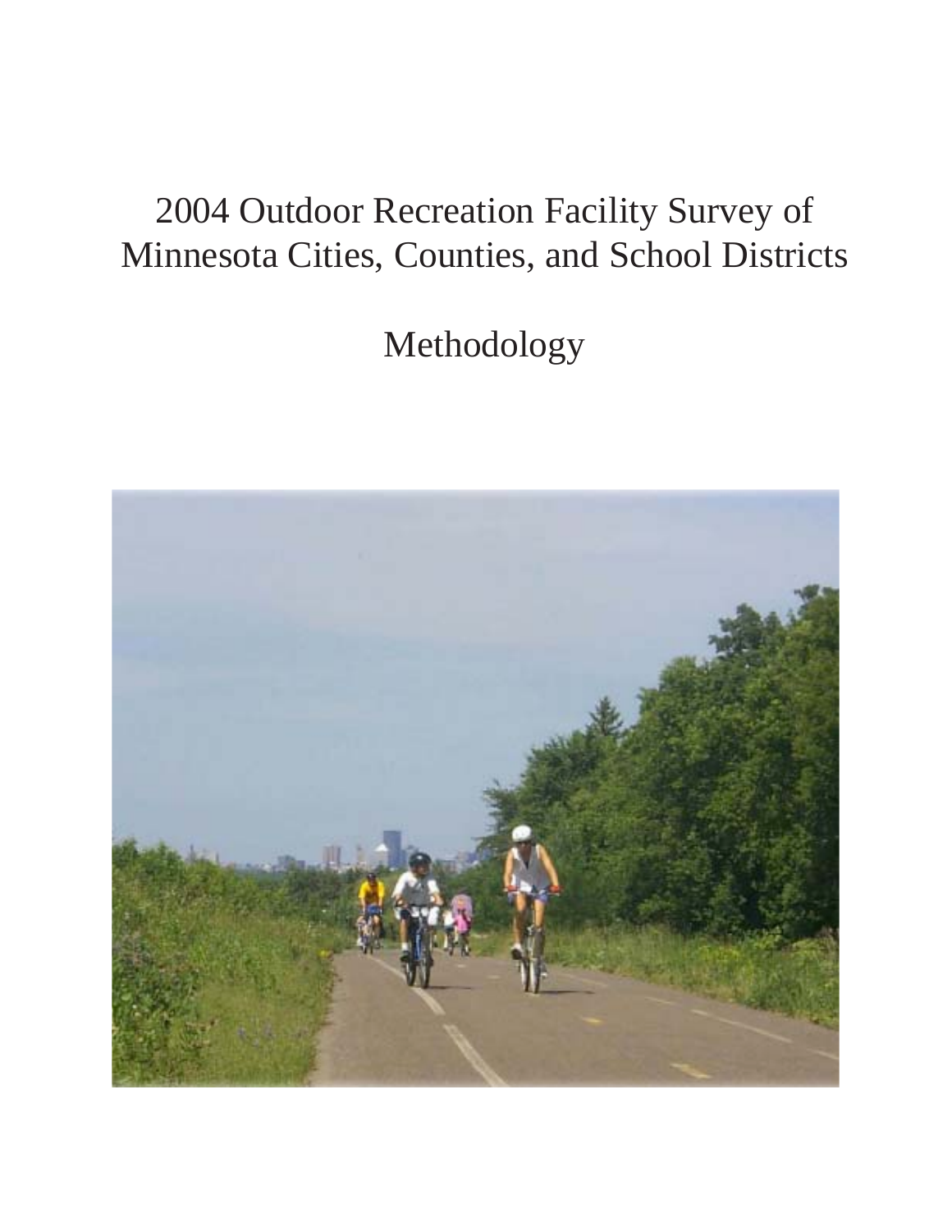# 2004 Outdoor Recreation Facility Survey of Minnesota Cities, Counties, and School Districts

## Methodology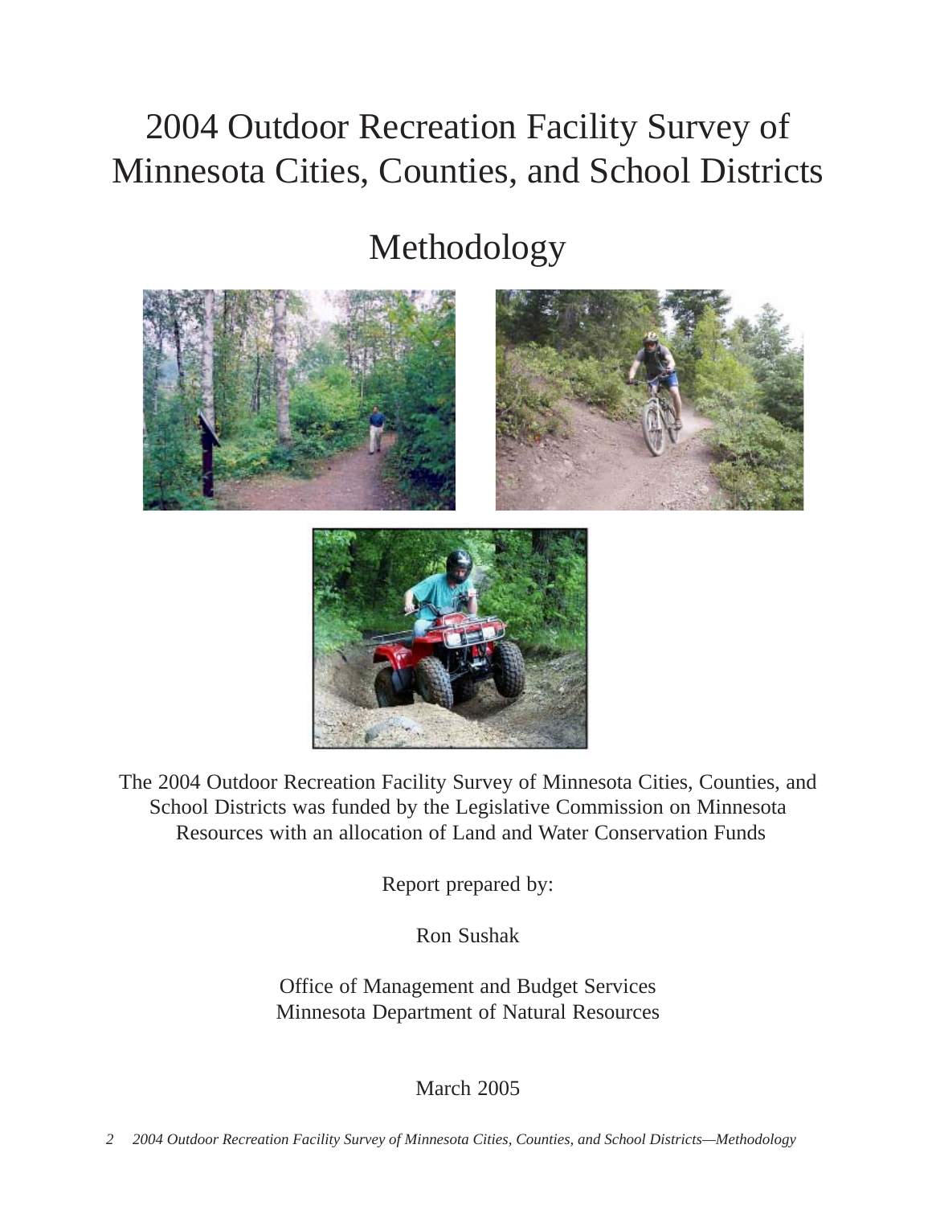# 2004 Outdoor Recreation Facility Survey of Minnesota Cities, Counties, and School Districts

# Methodology

The 2004 Outdoor Recreation Facility Survey of Minnesota Cities, Counties, and School Districts was funded by the Legislative Commission on Minnesota Resources with an allocation of Land and Water Conservation Funds

Report prepared by:

Ron Sushak

Office of Management and Budget Services
Minnesota Department of Natural Resources

March 2005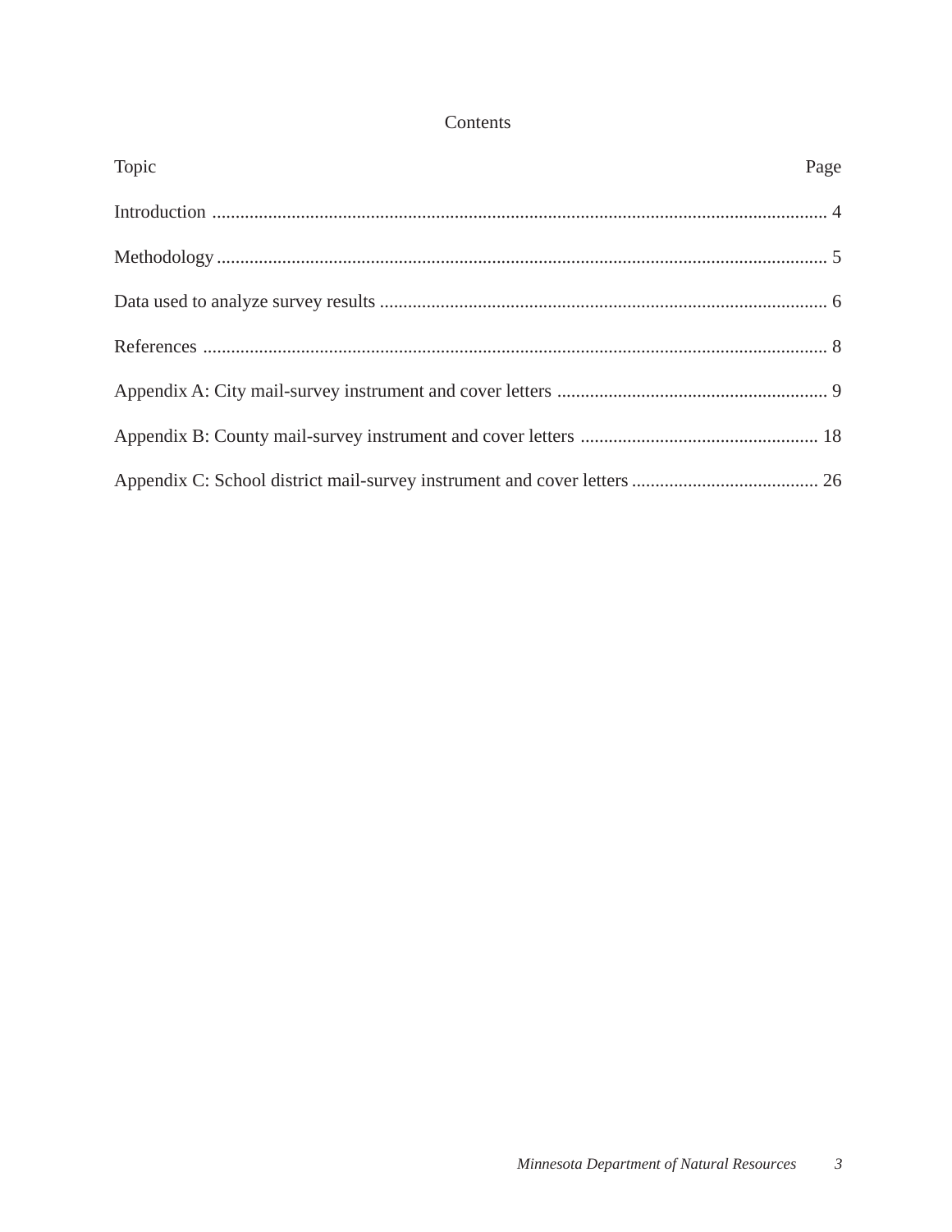# Contents

| Topic | Page |
| --- | --- |
| Introduction | 4 |
| Methodology | 5 |
| Data used to analyze survey results | 6 |
| References | 8 |
| Appendix A: City mail-survey instrument and cover letters | 9 |
| Appendix B: County mail-survey instrument and cover letters | 18 |
| Appendix C: School district mail-survey instrument and cover letters | 26 |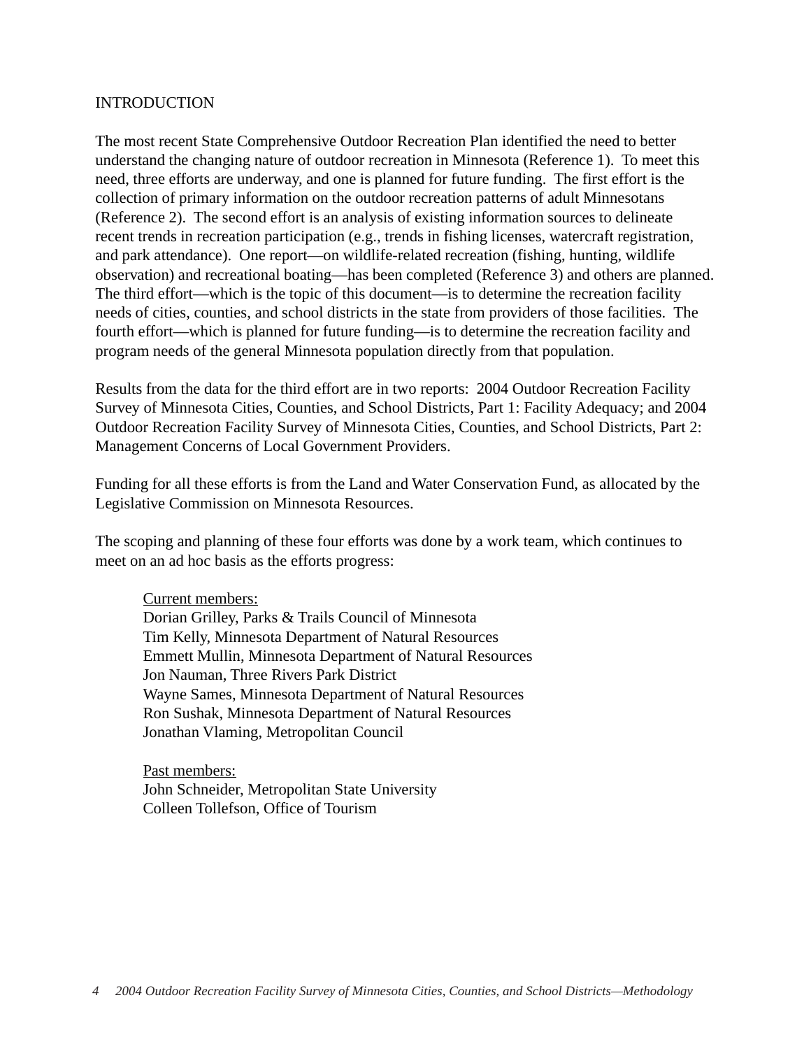# INTRODUCTION

The most recent State Comprehensive Outdoor Recreation Plan identified the need to better understand the changing nature of outdoor recreation in Minnesota (Reference 1). To meet this need, three efforts are underway, and one is planned for future funding. The first effort is the collection of primary information on the outdoor recreation patterns of adult Minnesotans (Reference 2). The second effort is an analysis of existing information sources to delineate recent trends in recreation participation (e.g., trends in fishing licenses, watercraft registration, and park attendance). One report—on wildlife-related recreation (fishing, hunting, wildlife observation) and recreational boating—has been completed (Reference 3) and others are planned. The third effort—which is the topic of this document—is to determine the recreation facility needs of cities, counties, and school districts in the state from providers of those facilities. The fourth effort—which is planned for future funding—is to determine the recreation facility and program needs of the general Minnesota population directly from that population.

Results from the data for the third effort are in two reports: 2004 Outdoor Recreation Facility Survey of Minnesota Cities, Counties, and School Districts, Part 1: Facility Adequacy; and 2004 Outdoor Recreation Facility Survey of Minnesota Cities, Counties, and School Districts, Part 2: Management Concerns of Local Government Providers.

Funding for all these efforts is from the Land and Water Conservation Fund, as allocated by the Legislative Commission on Minnesota Resources.

The scoping and planning of these four efforts was done by a work team, which continues to meet on an ad hoc basis as the efforts progress:

Current members:
Dorian Grilley, Parks & Trails Council of Minnesota
Tim Kelly, Minnesota Department of Natural Resources
Emmett Mullin, Minnesota Department of Natural Resources
Jon Nauman, Three Rivers Park District
Wayne Sames, Minnesota Department of Natural Resources
Ron Sushak, Minnesota Department of Natural Resources
Jonathan Vlaming, Metropolitan Council

Past members:
John Schneider, Metropolitan State University
Colleen Tollefson, Office of Tourism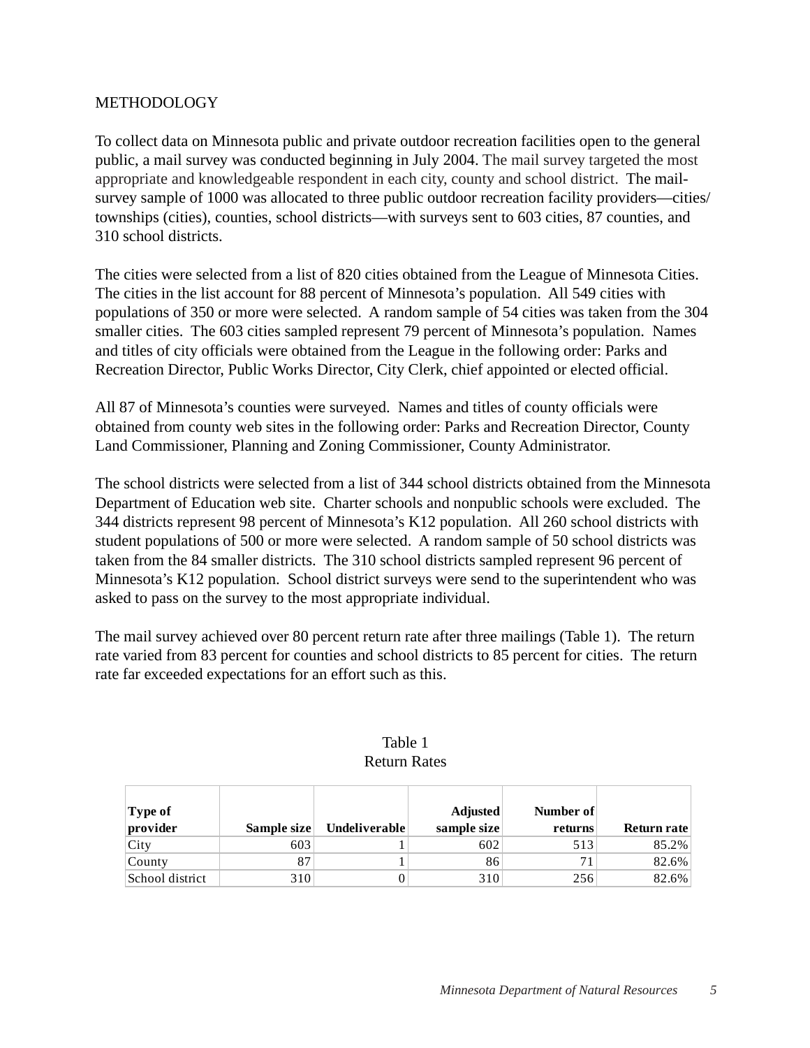# METHODOLOGY

To collect data on Minnesota public and private outdoor recreation facilities open to the general public, a mail survey was conducted beginning in July 2004. The mail survey targeted the most appropriate and knowledgeable respondent in each city, county and school district. The mail-survey sample of 1000 was allocated to three public outdoor recreation facility providers—cities/ townships (cities), counties, school districts—with surveys sent to 603 cities, 87 counties, and 310 school districts.

The cities were selected from a list of 820 cities obtained from the League of Minnesota Cities. The cities in the list account for 88 percent of Minnesota's population. All 549 cities with populations of 350 or more were selected. A random sample of 54 cities was taken from the 304 smaller cities. The 603 cities sampled represent 79 percent of Minnesota's population. Names and titles of city officials were obtained from the League in the following order: Parks and Recreation Director, Public Works Director, City Clerk, chief appointed or elected official.

All 87 of Minnesota's counties were surveyed. Names and titles of county officials were obtained from county web sites in the following order: Parks and Recreation Director, County Land Commissioner, Planning and Zoning Commissioner, County Administrator.

The school districts were selected from a list of 344 school districts obtained from the Minnesota Department of Education web site. Charter schools and nonpublic schools were excluded. The 344 districts represent 98 percent of Minnesota's K12 population. All 260 school districts with student populations of 500 or more were selected. A random sample of 50 school districts was taken from the 84 smaller districts. The 310 school districts sampled represent 96 percent of Minnesota's K12 population. School district surveys were send to the superintendent who was asked to pass on the survey to the most appropriate individual.

The mail survey achieved over 80 percent return rate after three mailings (Table 1). The return rate varied from 83 percent for counties and school districts to 85 percent for cities. The return rate far exceeded expectations for an effort such as this.

Table 1
Return Rates

| Type of provider | Sample size | Undeliverable | Adjusted sample size | Number of returns | Return rate |
|---|---|---|---|---|---|
| City | 603 | 1 | 602 | 513 | 85.2% |
| County | 87 | 1 | 86 | 71 | 82.6% |
| School district | 310 | 0 | 310 | 256 | 82.6% |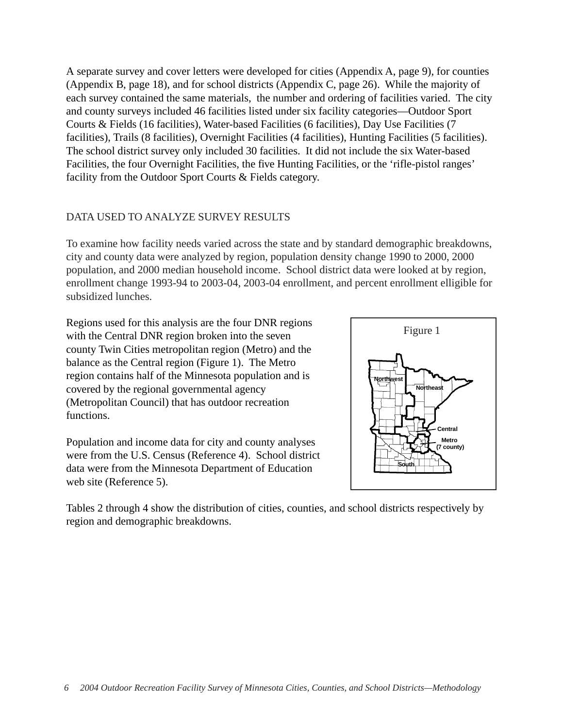A separate survey and cover letters were developed for cities (Appendix A, page 9), for counties (Appendix B, page 18), and for school districts (Appendix C, page 26). While the majority of each survey contained the same materials, the number and ordering of facilities varied. The city and county surveys included 46 facilities listed under six facility categories—Outdoor Sport Courts & Fields (16 facilities), Water-based Facilities (6 facilities), Day Use Facilities (7 facilities), Trails (8 facilities), Overnight Facilities (4 facilities), Hunting Facilities (5 facilities). The school district survey only included 30 facilities. It did not include the six Water-based Facilities, the four Overnight Facilities, the five Hunting Facilities, or the 'rifle-pistol ranges' facility from the Outdoor Sport Courts & Fields category.

## DATA USED TO ANALYZE SURVEY RESULTS

To examine how facility needs varied across the state and by standard demographic breakdowns, city and county data were analyzed by region, population density change 1990 to 2000, 2000 population, and 2000 median household income. School district data were looked at by region, enrollment change 1993-94 to 2003-04, 2003-04 enrollment, and percent enrollment elligible for subsidized lunches.

Regions used for this analysis are the four DNR regions with the Central DNR region broken into the seven county Twin Cities metropolitan region (Metro) and the balance as the Central region (Figure 1). The Metro region contains half of the Minnesota population and is covered by the regional governmental agency (Metropolitan Council) that has outdoor recreation functions.

Figure 1

Northwest

Northeast

Central

Metro
(7 county)

South

Population and income data for city and county analyses were from the U.S. Census (Reference 4). School district data were from the Minnesota Department of Education web site (Reference 5).

Tables 2 through 4 show the distribution of cities, counties, and school districts respectively by region and demographic breakdowns.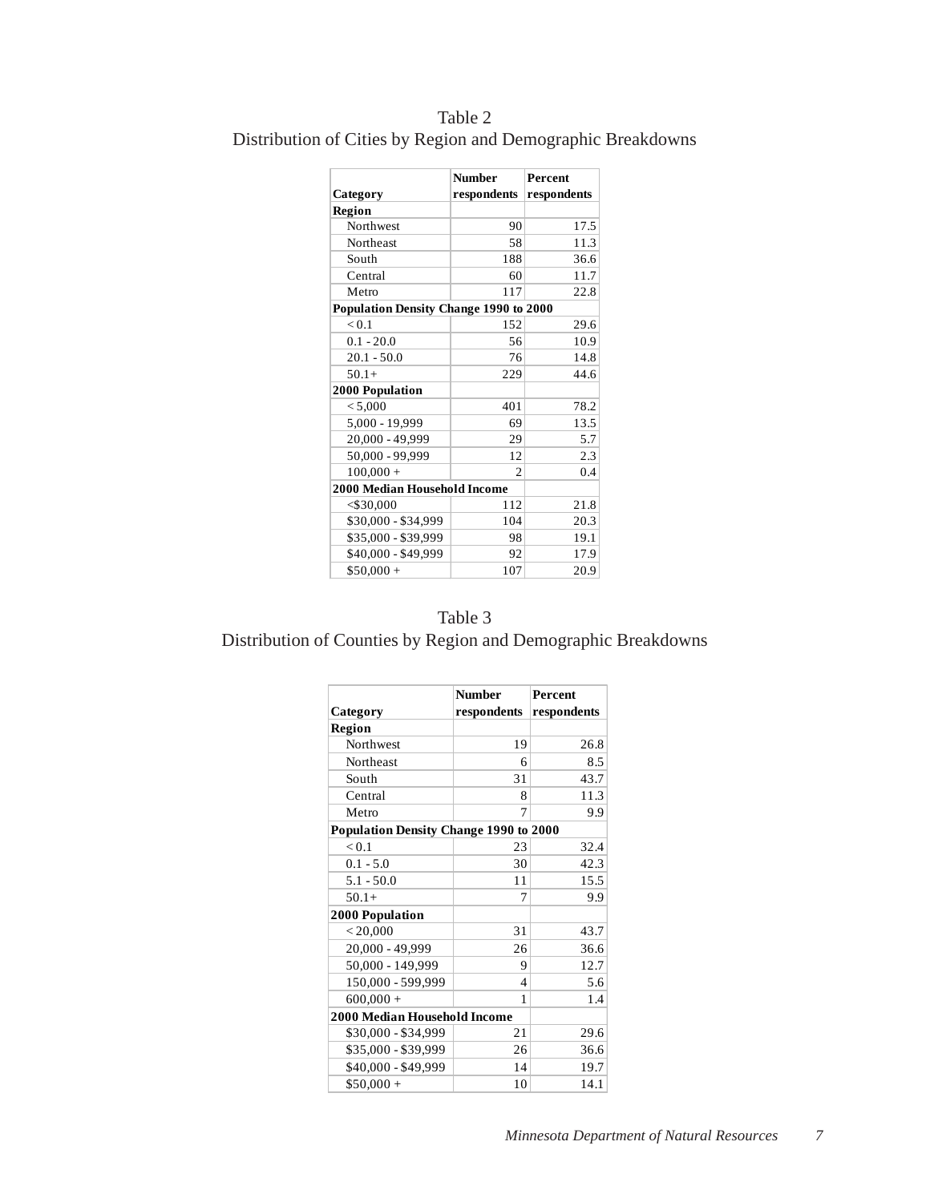Table 2
Distribution of Cities by Region and Demographic Breakdowns

| Category | Number respondents | Percent respondents |
|---|---|---|
| **Region** | | |
| Northwest | 90 | 17.5 |
| Northeast | 58 | 11.3 |
| South | 188 | 36.6 |
| Central | 60 | 11.7 |
| Metro | 117 | 22.8 |
| **Population Density Change 1990 to 2000** | | |
| < 0.1 | 152 | 29.6 |
| 0.1 - 20.0 | 56 | 10.9 |
| 20.1 - 50.0 | 76 | 14.8 |
| 50.1+ | 229 | 44.6 |
| **2000 Population** | | |
| < 5,000 | 401 | 78.2 |
| 5,000 - 19,999 | 69 | 13.5 |
| 20,000 - 49,999 | 29 | 5.7 |
| 50,000 - 99,999 | 12 | 2.3 |
| 100,000 + | 2 | 0.4 |
| **2000 Median Household Income** | | |
| <$30,000 | 112 | 21.8 |
| $30,000 - $34,999 | 104 | 20.3 |
| $35,000 - $39,999 | 98 | 19.1 |
| $40,000 - $49,999 | 92 | 17.9 |
| $50,000 + | 107 | 20.9 |

Table 3
Distribution of Counties by Region and Demographic Breakdowns

| Category | Number respondents | Percent respondents |
|---|---|---|
| **Region** | | |
| Northwest | 19 | 26.8 |
| Northeast | 6 | 8.5 |
| South | 31 | 43.7 |
| Central | 8 | 11.3 |
| Metro | 7 | 9.9 |
| **Population Density Change 1990 to 2000** | | |
| < 0.1 | 23 | 32.4 |
| 0.1 - 5.0 | 30 | 42.3 |
| 5.1 - 50.0 | 11 | 15.5 |
| 50.1+ | 7 | 9.9 |
| **2000 Population** | | |
| < 20,000 | 31 | 43.7 |
| 20,000 - 49,999 | 26 | 36.6 |
| 50,000 - 149,999 | 9 | 12.7 |
| 150,000 - 599,999 | 4 | 5.6 |
| 600,000 + | 1 | 1.4 |
| **2000 Median Household Income** | | |
| $30,000 - $34,999 | 21 | 29.6 |
| $35,000 - $39,999 | 26 | 36.6 |
| $40,000 - $49,999 | 14 | 19.7 |
| $50,000 + | 10 | 14.1 |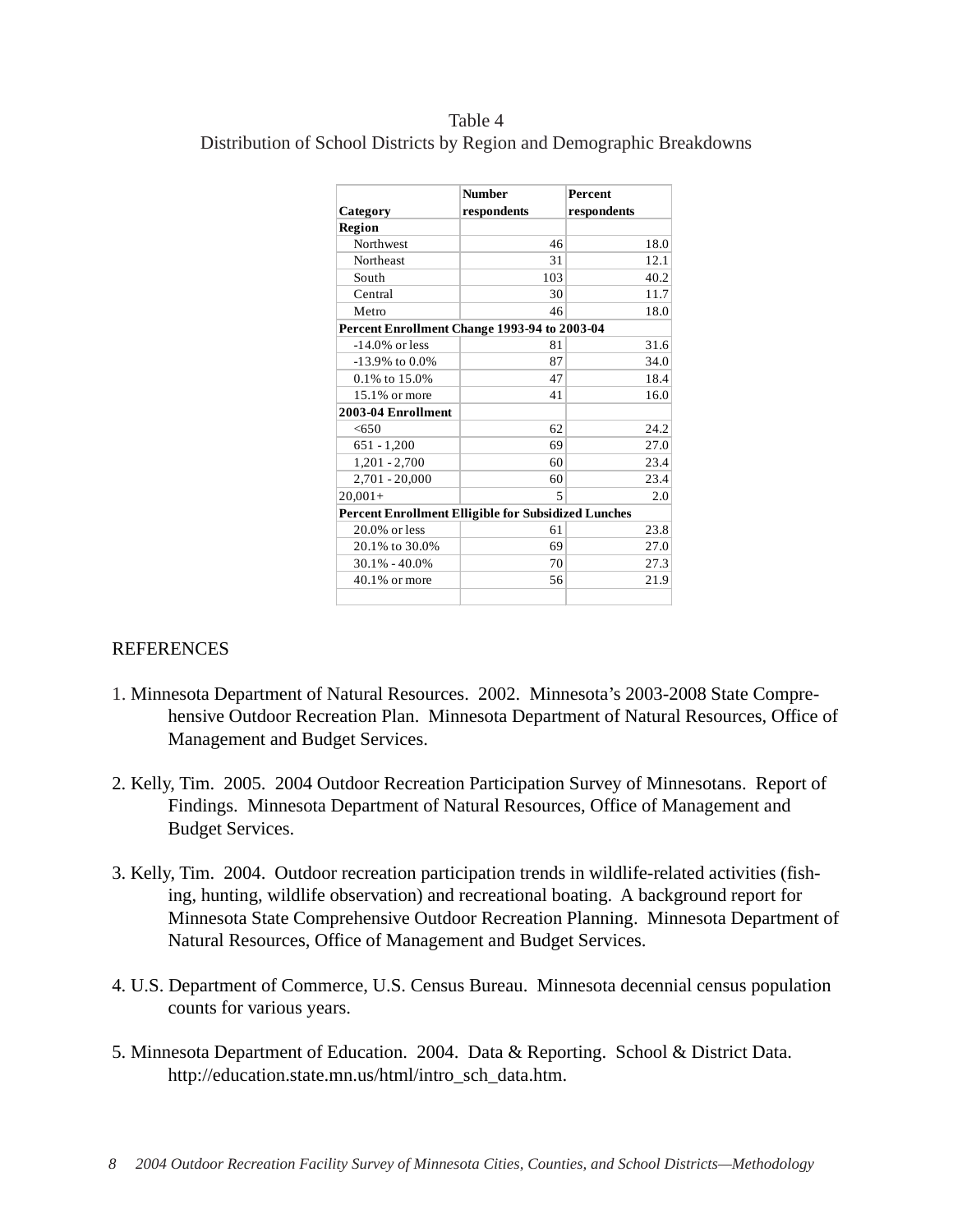Table 4
Distribution of School Districts by Region and Demographic Breakdowns

| Category | Number respondents | Percent respondents |
|---|---|---|
| **Region** | | |
| Northwest | 46 | 18.0 |
| Northeast | 31 | 12.1 |
| South | 103 | 40.2 |
| Central | 30 | 11.7 |
| Metro | 46 | 18.0 |
| **Percent Enrollment Change 1993-94 to 2003-04** | | |
| -14.0% or less | 81 | 31.6 |
| -13.9% to 0.0% | 87 | 34.0 |
| 0.1% to 15.0% | 47 | 18.4 |
| 15.1% or more | 41 | 16.0 |
| **2003-04 Enrollment** | | |
| <650 | 62 | 24.2 |
| 651 - 1,200 | 69 | 27.0 |
| 1,201 - 2,700 | 60 | 23.4 |
| 2,701 - 20,000 | 60 | 23.4 |
| 20,001+ | 5 | 2.0 |
| **Percent Enrollment Elligible for Subsidized Lunches** | | |
| 20.0% or less | 61 | 23.8 |
| 20.1% to 30.0% | 69 | 27.0 |
| 30.1% - 40.0% | 70 | 27.3 |
| 40.1% or more | 56 | 21.9 |

## REFERENCES

1. Minnesota Department of Natural Resources. 2002. Minnesota's 2003-2008 State Comprehensive Outdoor Recreation Plan. Minnesota Department of Natural Resources, Office of Management and Budget Services.

2. Kelly, Tim. 2005. 2004 Outdoor Recreation Participation Survey of Minnesotans. Report of Findings. Minnesota Department of Natural Resources, Office of Management and Budget Services.

3. Kelly, Tim. 2004. Outdoor recreation participation trends in wildlife-related activities (fishing, hunting, wildlife observation) and recreational boating. A background report for Minnesota State Comprehensive Outdoor Recreation Planning. Minnesota Department of Natural Resources, Office of Management and Budget Services.

4. U.S. Department of Commerce, U.S. Census Bureau. Minnesota decennial census population counts for various years.

5. Minnesota Department of Education. 2004. Data & Reporting. School & District Data. http://education.state.mn.us/html/intro_sch_data.htm.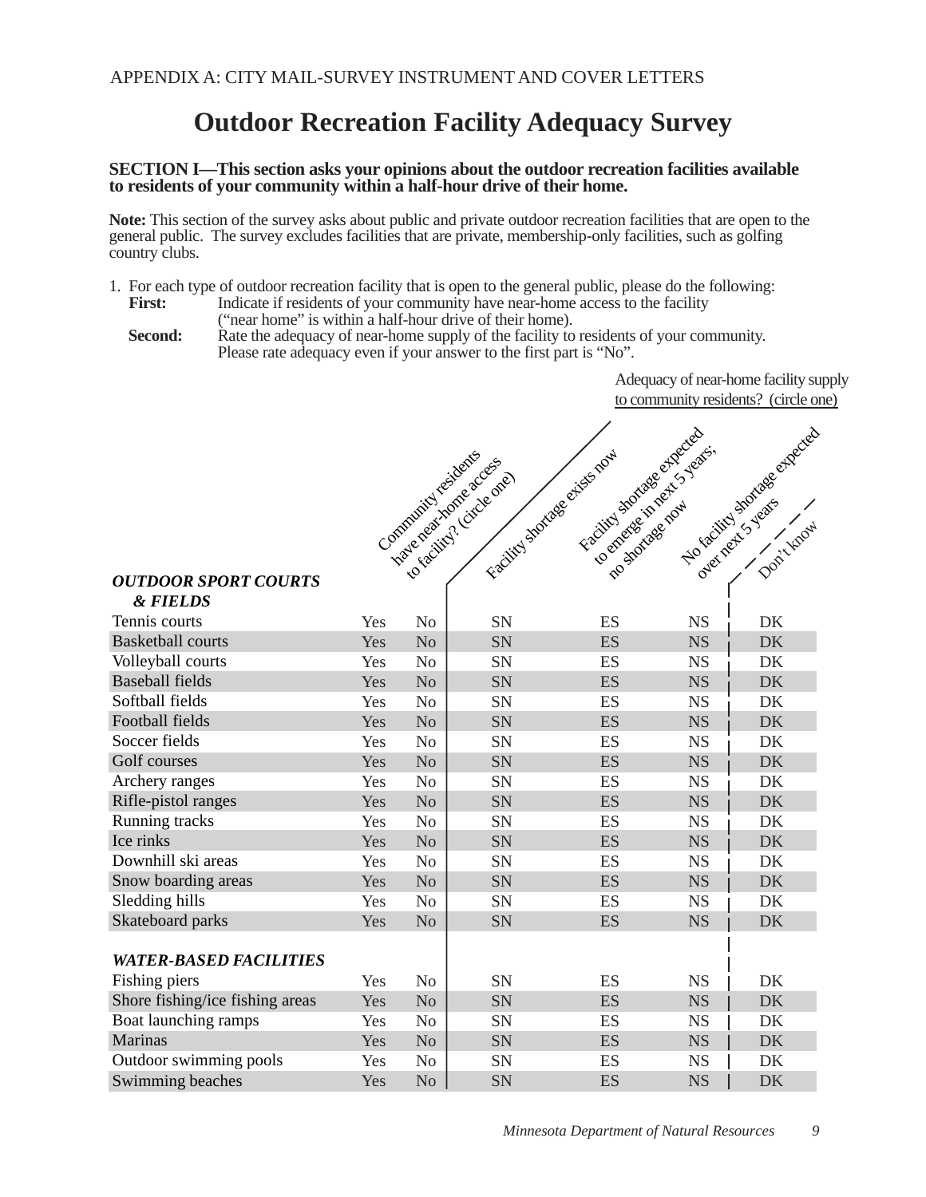APPENDIX A: CITY MAIL-SURVEY INSTRUMENT AND COVER LETTERS

# Outdoor Recreation Facility Adequacy Survey

**SECTION I—This section asks your opinions about the outdoor recreation facilities available to residents of your community within a half-hour drive of their home.**

**Note:** This section of the survey asks about public and private outdoor recreation facilities that are open to the general public. The survey excludes facilities that are private, membership-only facilities, such as golfing country clubs.

1. For each type of outdoor recreation facility that is open to the general public, please do the following:
   **First:** Indicate if residents of your community have near-home access to the facility ("near home" is within a half-hour drive of their home).
   **Second:** Rate the adequacy of near-home supply of the facility to residents of your community. Please rate adequacy even if your answer to the first part is "No".

| | Community residents have near-home access to facility? (circle one) | | Adequacy of near-home facility supply to community residents? (circle one) | | | |
|---|---|---|---|---|---|---|
| | | | Facility shortage exists now | Facility shortage expected to emerge in next 5 years; no shortage now | No facility shortage expected over next 5 years | Don't know |
| ***OUTDOOR SPORT COURTS & FIELDS*** | | | | | | |
| Tennis courts | Yes | No | SN | ES | NS | DK |
| Basketball courts | Yes | No | SN | ES | NS | DK |
| Volleyball courts | Yes | No | SN | ES | NS | DK |
| Baseball fields | Yes | No | SN | ES | NS | DK |
| Softball fields | Yes | No | SN | ES | NS | DK |
| Football fields | Yes | No | SN | ES | NS | DK |
| Soccer fields | Yes | No | SN | ES | NS | DK |
| Golf courses | Yes | No | SN | ES | NS | DK |
| Archery ranges | Yes | No | SN | ES | NS | DK |
| Rifle-pistol ranges | Yes | No | SN | ES | NS | DK |
| Running tracks | Yes | No | SN | ES | NS | DK |
| Ice rinks | Yes | No | SN | ES | NS | DK |
| Downhill ski areas | Yes | No | SN | ES | NS | DK |
| Snow boarding areas | Yes | No | SN | ES | NS | DK |
| Sledding hills | Yes | No | SN | ES | NS | DK |
| Skateboard parks | Yes | No | SN | ES | NS | DK |
| ***WATER-BASED FACILITIES*** | | | | | | |
| Fishing piers | Yes | No | SN | ES | NS | DK |
| Shore fishing/ice fishing areas | Yes | No | SN | ES | NS | DK |
| Boat launching ramps | Yes | No | SN | ES | NS | DK |
| Marinas | Yes | No | SN | ES | NS | DK |
| Outdoor swimming pools | Yes | No | SN | ES | NS | DK |
| Swimming beaches | Yes | No | SN | ES | NS | DK |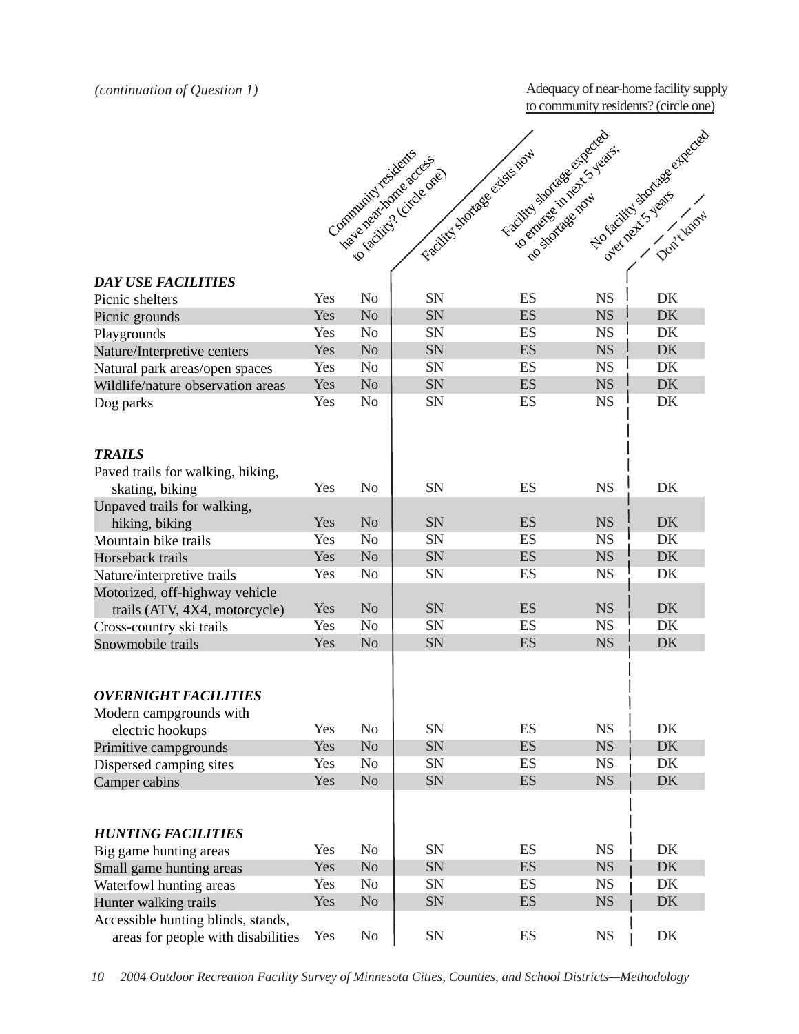*(continuation of Question 1)*

Adequacy of near-home facility supply to community residents? (circle one)

| | Community residents have near-home access to facility? (circle one) | | Facility shortage exists now | Facility shortage expected to emerge in next 5 years; no shortage now | No facility shortage expected over next 5 years | Don't know |
|---|---|---|---|---|---|---|
| ***DAY USE FACILITIES*** | | | | | | |
| Picnic shelters | Yes | No | SN | ES | NS | DK |
| Picnic grounds | Yes | No | SN | ES | NS | DK |
| Playgrounds | Yes | No | SN | ES | NS | DK |
| Nature/Interpretive centers | Yes | No | SN | ES | NS | DK |
| Natural park areas/open spaces | Yes | No | SN | ES | NS | DK |
| Wildlife/nature observation areas | Yes | No | SN | ES | NS | DK |
| Dog parks | Yes | No | SN | ES | NS | DK |
| ***TRAILS*** | | | | | | |
| Paved trails for walking, hiking, skating, biking | Yes | No | SN | ES | NS | DK |
| Unpaved trails for walking, hiking, biking | Yes | No | SN | ES | NS | DK |
| Mountain bike trails | Yes | No | SN | ES | NS | DK |
| Horseback trails | Yes | No | SN | ES | NS | DK |
| Nature/interpretive trails | Yes | No | SN | ES | NS | DK |
| Motorized, off-highway vehicle trails (ATV, 4X4, motorcycle) | Yes | No | SN | ES | NS | DK |
| Cross-country ski trails | Yes | No | SN | ES | NS | DK |
| Snowmobile trails | Yes | No | SN | ES | NS | DK |
| ***OVERNIGHT FACILITIES*** | | | | | | |
| Modern campgrounds with electric hookups | Yes | No | SN | ES | NS | DK |
| Primitive campgrounds | Yes | No | SN | ES | NS | DK |
| Dispersed camping sites | Yes | No | SN | ES | NS | DK |
| Camper cabins | Yes | No | SN | ES | NS | DK |
| ***HUNTING FACILITIES*** | | | | | | |
| Big game hunting areas | Yes | No | SN | ES | NS | DK |
| Small game hunting areas | Yes | No | SN | ES | NS | DK |
| Waterfowl hunting areas | Yes | No | SN | ES | NS | DK |
| Hunter walking trails | Yes | No | SN | ES | NS | DK |
| Accessible hunting blinds, stands, areas for people with disabilities | Yes | No | SN | ES | NS | DK |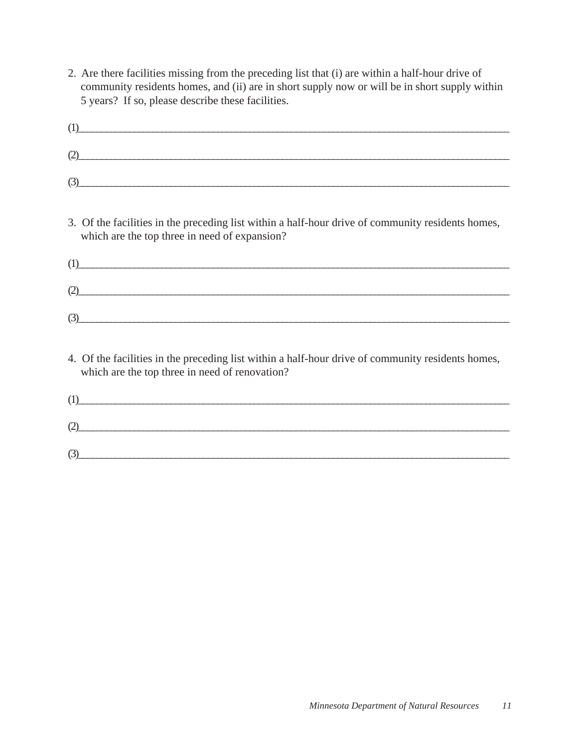2. Are there facilities missing from the preceding list that (i) are within a half-hour drive of community residents homes, and (ii) are in short supply now or will be in short supply within 5 years? If so, please describe these facilities.

(1)_______________________________________________________________________________

(2)_______________________________________________________________________________

(3)_______________________________________________________________________________

3. Of the facilities in the preceding list within a half-hour drive of community residents homes, which are the top three in need of expansion?

(1)_______________________________________________________________________________

(2)_______________________________________________________________________________

(3)_______________________________________________________________________________

4. Of the facilities in the preceding list within a half-hour drive of community residents homes, which are the top three in need of renovation?

(1)_______________________________________________________________________________

(2)_______________________________________________________________________________

(3)_______________________________________________________________________________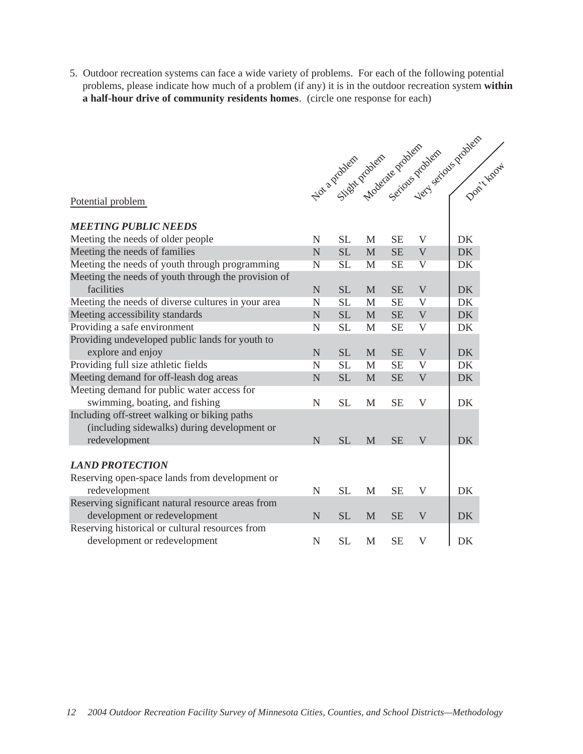5. Outdoor recreation systems can face a wide variety of problems. For each of the following potential problems, please indicate how much of a problem (if any) it is in the outdoor recreation system **within a half-hour drive of community residents homes**. (circle one response for each)

| Potential problem | Not a problem | Slight problem | Moderate problem | Serious problem | Very serious problem | Don't know |
|---|---|---|---|---|---|---|
| ***MEETING PUBLIC NEEDS*** | | | | | | |
| Meeting the needs of older people | N | SL | M | SE | V | DK |
| Meeting the needs of families | N | SL | M | SE | V | DK |
| Meeting the needs of youth through programming | N | SL | M | SE | V | DK |
| Meeting the needs of youth through the provision of facilities | N | SL | M | SE | V | DK |
| Meeting the needs of diverse cultures in your area | N | SL | M | SE | V | DK |
| Meeting accessibility standards | N | SL | M | SE | V | DK |
| Providing a safe environment | N | SL | M | SE | V | DK |
| Providing undeveloped public lands for youth to explore and enjoy | N | SL | M | SE | V | DK |
| Providing full size athletic fields | N | SL | M | SE | V | DK |
| Meeting demand for off-leash dog areas | N | SL | M | SE | V | DK |
| Meeting demand for public water access for swimming, boating, and fishing | N | SL | M | SE | V | DK |
| Including off-street walking or biking paths (including sidewalks) during development or redevelopment | N | SL | M | SE | V | DK |
| ***LAND PROTECTION*** | | | | | | |
| Reserving open-space lands from development or redevelopment | N | SL | M | SE | V | DK |
| Reserving significant natural resource areas from development or redevelopment | N | SL | M | SE | V | DK |
| Reserving historical or cultural resources from development or redevelopment | N | SL | M | SE | V | DK |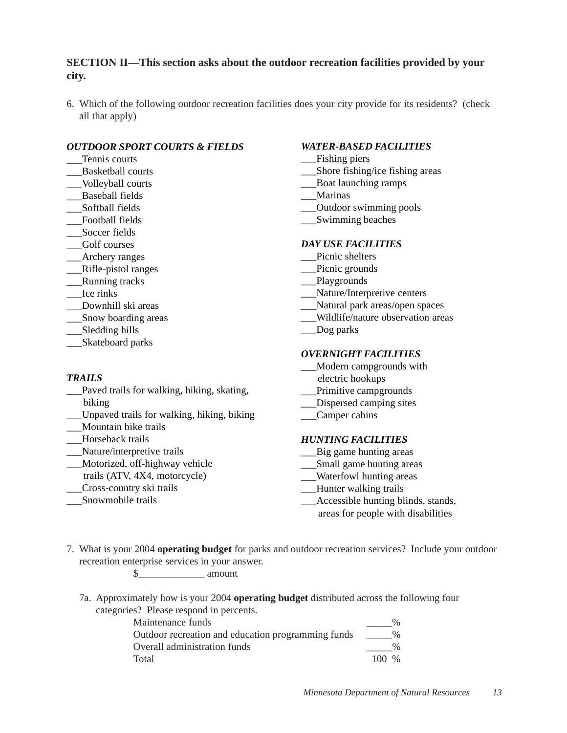## SECTION II—This section asks about the outdoor recreation facilities provided by your city.

6. Which of the following outdoor recreation facilities does your city provide for its residents? (check all that apply)

***OUTDOOR SPORT COURTS & FIELDS***

___Tennis courts
___Basketball courts
___Volleyball courts
___Baseball fields
___Softball fields
___Football fields
___Soccer fields
___Golf courses
___Archery ranges
___Rifle-pistol ranges
___Running tracks
___Ice rinks
___Downhill ski areas
___Snow boarding areas
___Sledding hills
___Skateboard parks

***TRAILS***

___Paved trails for walking, hiking, skating, biking
___Unpaved trails for walking, hiking, biking
___Mountain bike trails
___Horseback trails
___Nature/interpretive trails
___Motorized, off-highway vehicle trails (ATV, 4X4, motorcycle)
___Cross-country ski trails
___Snowmobile trails

***WATER-BASED FACILITIES***

___Fishing piers
___Shore fishing/ice fishing areas
___Boat launching ramps
___Marinas
___Outdoor swimming pools
___Swimming beaches

***DAY USE FACILITIES***

___Picnic shelters
___Picnic grounds
___Playgrounds
___Nature/Interpretive centers
___Natural park areas/open spaces
___Wildlife/nature observation areas
___Dog parks

***OVERNIGHT FACILITIES***

___Modern campgrounds with electric hookups
___Primitive campgrounds
___Dispersed camping sites
___Camper cabins

***HUNTING FACILITIES***

___Big game hunting areas
___Small game hunting areas
___Waterfowl hunting areas
___Hunter walking trails
___Accessible hunting blinds, stands, areas for people with disabilities

7. What is your 2004 **operating budget** for parks and outdoor recreation services? Include your outdoor recreation enterprise services in your answer.

   $_____________ amount

   7a. Approximately how is your 2004 **operating budget** distributed across the following four categories? Please respond in percents.

| | |
|---|---|
| Maintenance funds | _____% |
| Outdoor recreation and education programming funds | _____% |
| Overall administration funds | _____% |
| Total | 100 % |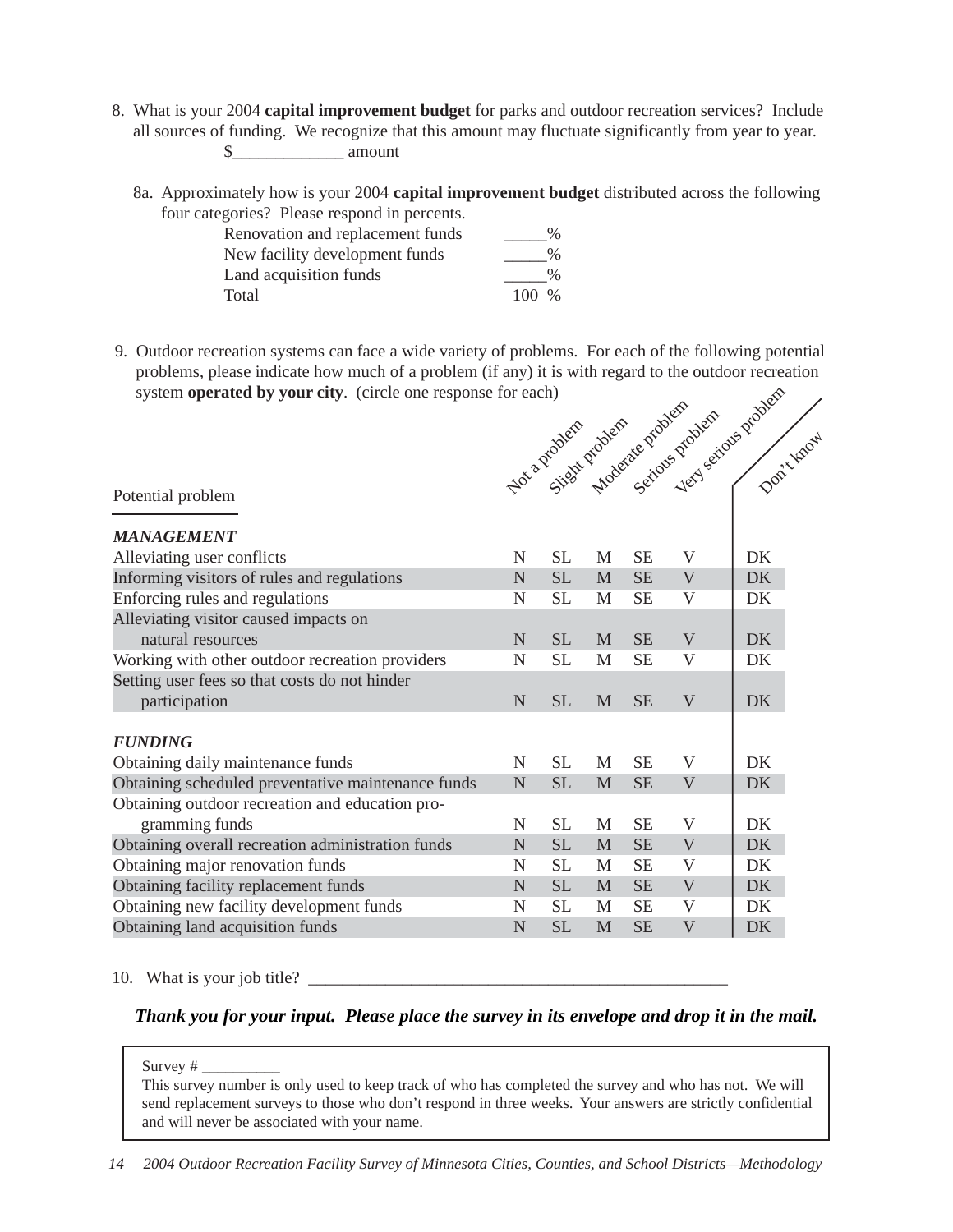8. What is your 2004 **capital improvement budget** for parks and outdoor recreation services? Include all sources of funding. We recognize that this amount may fluctuate significantly from year to year.

   $_____________ amount

   8a. Approximately how is your 2004 **capital improvement budget** distributed across the following four categories? Please respond in percents.

| | |
|---|---|
| Renovation and replacement funds | _____% |
| New facility development funds | _____% |
| Land acquisition funds | _____% |
| Total | 100 % |

9. Outdoor recreation systems can face a wide variety of problems. For each of the following potential problems, please indicate how much of a problem (if any) it is with regard to the outdoor recreation system **operated by your city**. (circle one response for each)

| Potential problem | Not a problem | Slight problem | Moderate problem | Serious problem | Very serious problem | Don't know |
|---|---|---|---|---|---|---|
| ***MANAGEMENT*** | | | | | | |
| Alleviating user conflicts | N | SL | M | SE | V | DK |
| Informing visitors of rules and regulations | N | SL | M | SE | V | DK |
| Enforcing rules and regulations | N | SL | M | SE | V | DK |
| Alleviating visitor caused impacts on natural resources | N | SL | M | SE | V | DK |
| Working with other outdoor recreation providers | N | SL | M | SE | V | DK |
| Setting user fees so that costs do not hinder participation | N | SL | M | SE | V | DK |
| ***FUNDING*** | | | | | | |
| Obtaining daily maintenance funds | N | SL | M | SE | V | DK |
| Obtaining scheduled preventative maintenance funds | N | SL | M | SE | V | DK |
| Obtaining outdoor recreation and education programming funds | N | SL | M | SE | V | DK |
| Obtaining overall recreation administration funds | N | SL | M | SE | V | DK |
| Obtaining major renovation funds | N | SL | M | SE | V | DK |
| Obtaining facility replacement funds | N | SL | M | SE | V | DK |
| Obtaining new facility development funds | N | SL | M | SE | V | DK |
| Obtaining land acquisition funds | N | SL | M | SE | V | DK |

10. What is your job title? _________________________________________________

***Thank you for your input. Please place the survey in its envelope and drop it in the mail.***

Survey # __________

This survey number is only used to keep track of who has completed the survey and who has not. We will send replacement surveys to those who don't respond in three weeks. Your answers are strictly confidential and will never be associated with your name.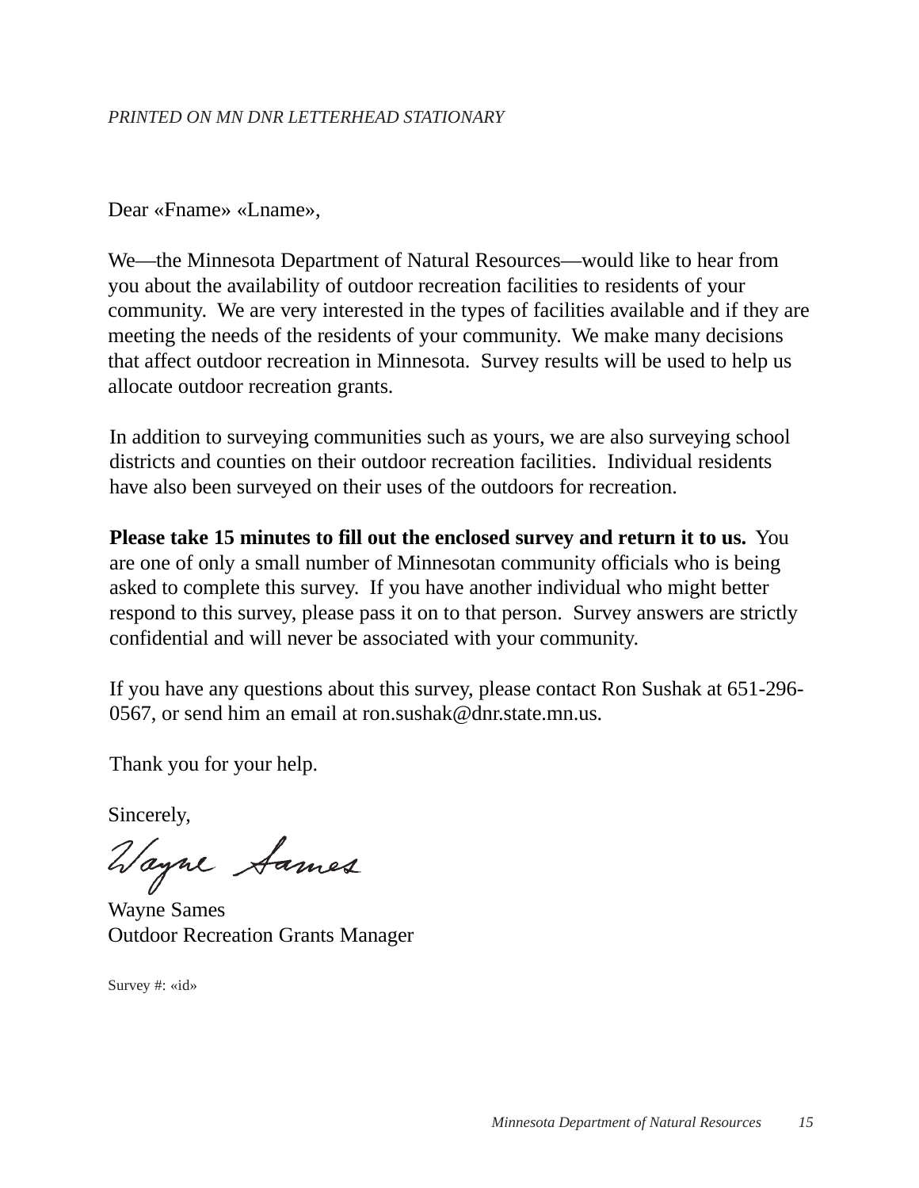*PRINTED ON MN DNR LETTERHEAD STATIONARY*

Dear «Fname» «Lname»,

We—the Minnesota Department of Natural Resources—would like to hear from you about the availability of outdoor recreation facilities to residents of your community. We are very interested in the types of facilities available and if they are meeting the needs of the residents of your community. We make many decisions that affect outdoor recreation in Minnesota. Survey results will be used to help us allocate outdoor recreation grants.

In addition to surveying communities such as yours, we are also surveying school districts and counties on their outdoor recreation facilities. Individual residents have also been surveyed on their uses of the outdoors for recreation.

**Please take 15 minutes to fill out the enclosed survey and return it to us.** You are one of only a small number of Minnesotan community officials who is being asked to complete this survey. If you have another individual who might better respond to this survey, please pass it on to that person. Survey answers are strictly confidential and will never be associated with your community.

If you have any questions about this survey, please contact Ron Sushak at 651-296-0567, or send him an email at ron.sushak@dnr.state.mn.us.

Thank you for your help.

Sincerely,

Wayne Sames

Wayne Sames
Outdoor Recreation Grants Manager

Survey #: «id»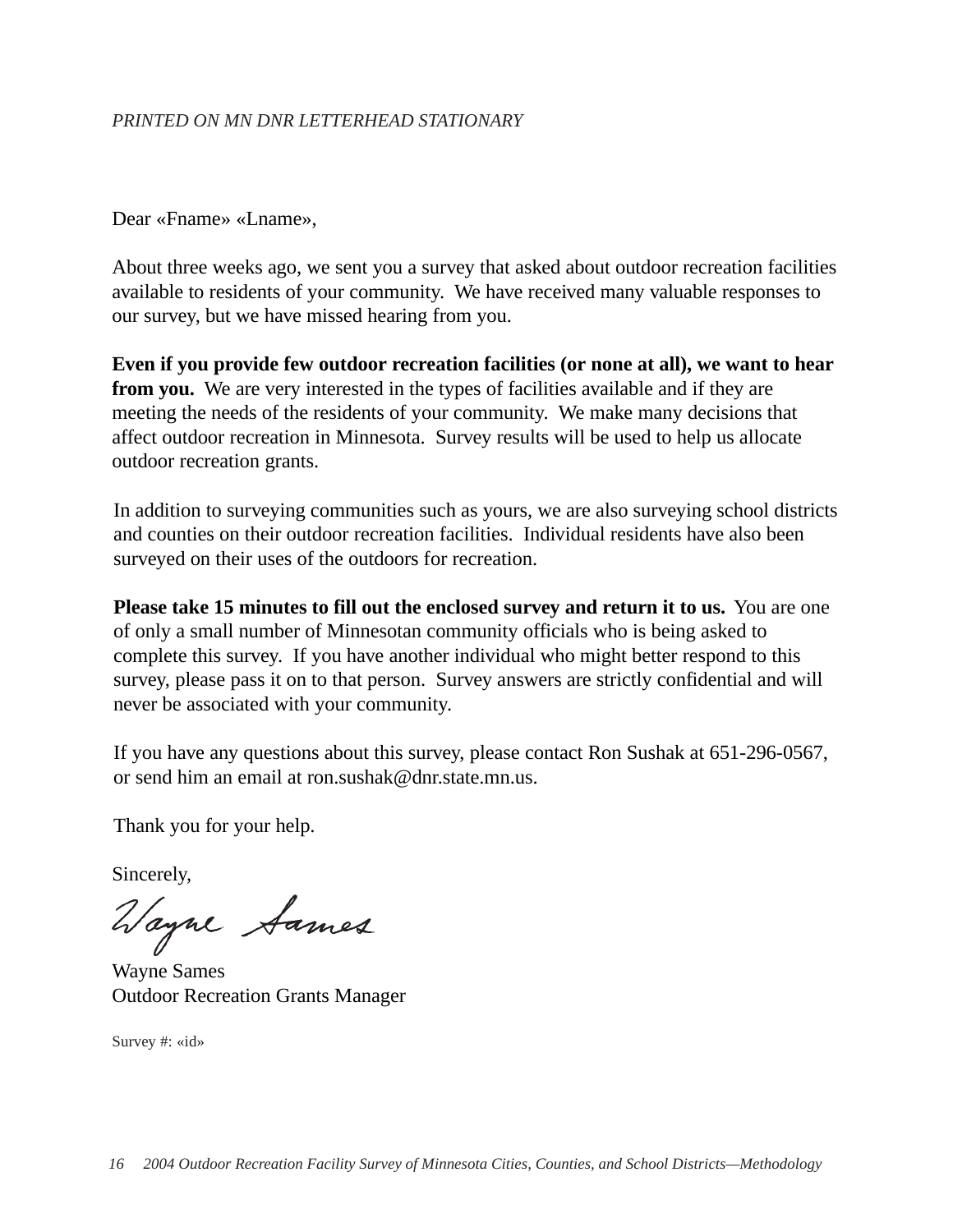*PRINTED ON MN DNR LETTERHEAD STATIONARY*

Dear «Fname» «Lname»,

About three weeks ago, we sent you a survey that asked about outdoor recreation facilities available to residents of your community. We have received many valuable responses to our survey, but we have missed hearing from you.

**Even if you provide few outdoor recreation facilities (or none at all), we want to hear from you.** We are very interested in the types of facilities available and if they are meeting the needs of the residents of your community. We make many decisions that affect outdoor recreation in Minnesota. Survey results will be used to help us allocate outdoor recreation grants.

In addition to surveying communities such as yours, we are also surveying school districts and counties on their outdoor recreation facilities. Individual residents have also been surveyed on their uses of the outdoors for recreation.

**Please take 15 minutes to fill out the enclosed survey and return it to us.** You are one of only a small number of Minnesotan community officials who is being asked to complete this survey. If you have another individual who might better respond to this survey, please pass it on to that person. Survey answers are strictly confidential and will never be associated with your community.

If you have any questions about this survey, please contact Ron Sushak at 651-296-0567, or send him an email at ron.sushak@dnr.state.mn.us.

Thank you for your help.

Sincerely,

Wayne Sames

Wayne Sames
Outdoor Recreation Grants Manager

Survey #: «id»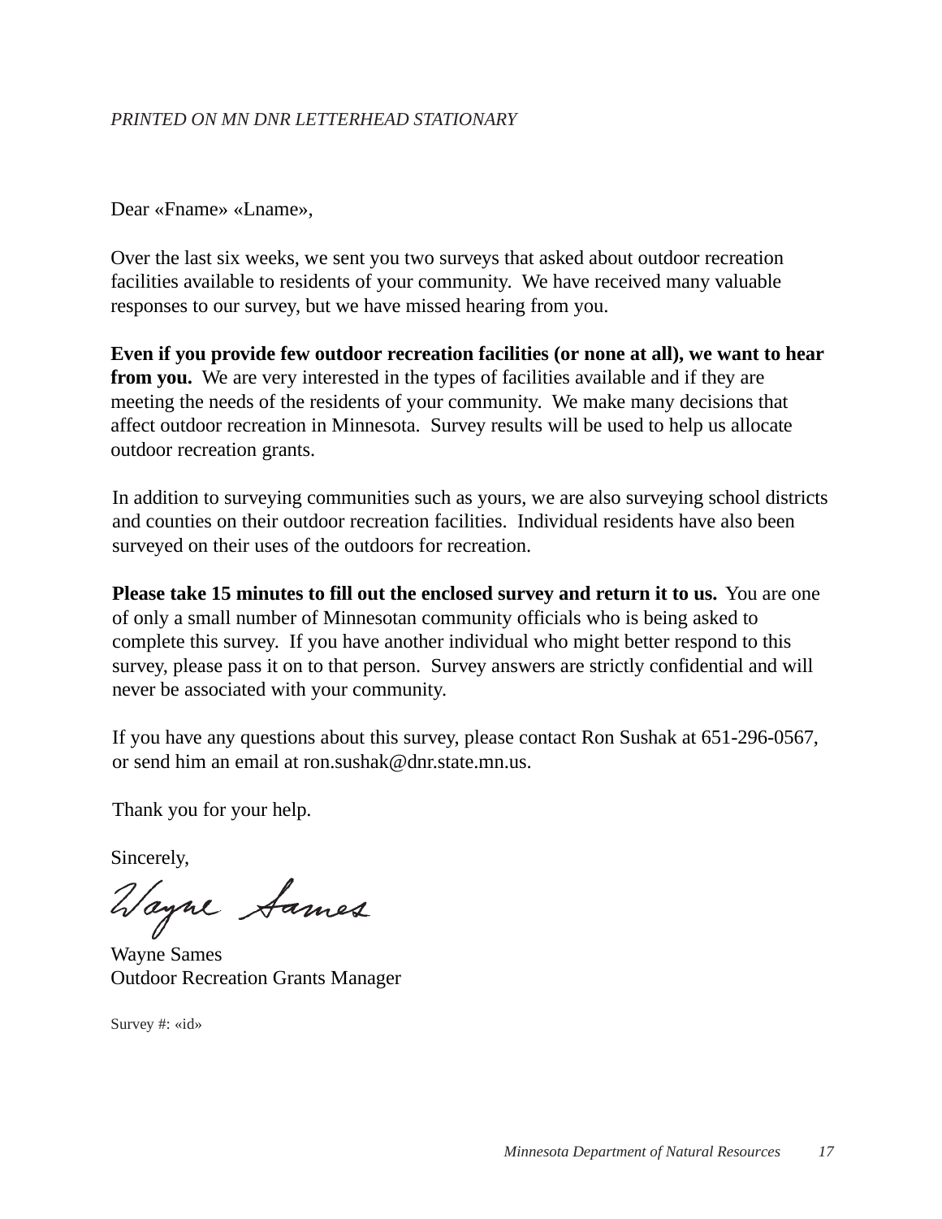*PRINTED ON MN DNR LETTERHEAD STATIONARY*

Dear «Fname» «Lname»,

Over the last six weeks, we sent you two surveys that asked about outdoor recreation facilities available to residents of your community. We have received many valuable responses to our survey, but we have missed hearing from you.

**Even if you provide few outdoor recreation facilities (or none at all), we want to hear from you.** We are very interested in the types of facilities available and if they are meeting the needs of the residents of your community. We make many decisions that affect outdoor recreation in Minnesota. Survey results will be used to help us allocate outdoor recreation grants.

In addition to surveying communities such as yours, we are also surveying school districts and counties on their outdoor recreation facilities. Individual residents have also been surveyed on their uses of the outdoors for recreation.

**Please take 15 minutes to fill out the enclosed survey and return it to us.** You are one of only a small number of Minnesotan community officials who is being asked to complete this survey. If you have another individual who might better respond to this survey, please pass it on to that person. Survey answers are strictly confidential and will never be associated with your community.

If you have any questions about this survey, please contact Ron Sushak at 651-296-0567, or send him an email at ron.sushak@dnr.state.mn.us.

Thank you for your help.

Sincerely,

Wayne Sames

Wayne Sames
Outdoor Recreation Grants Manager

Survey #: «id»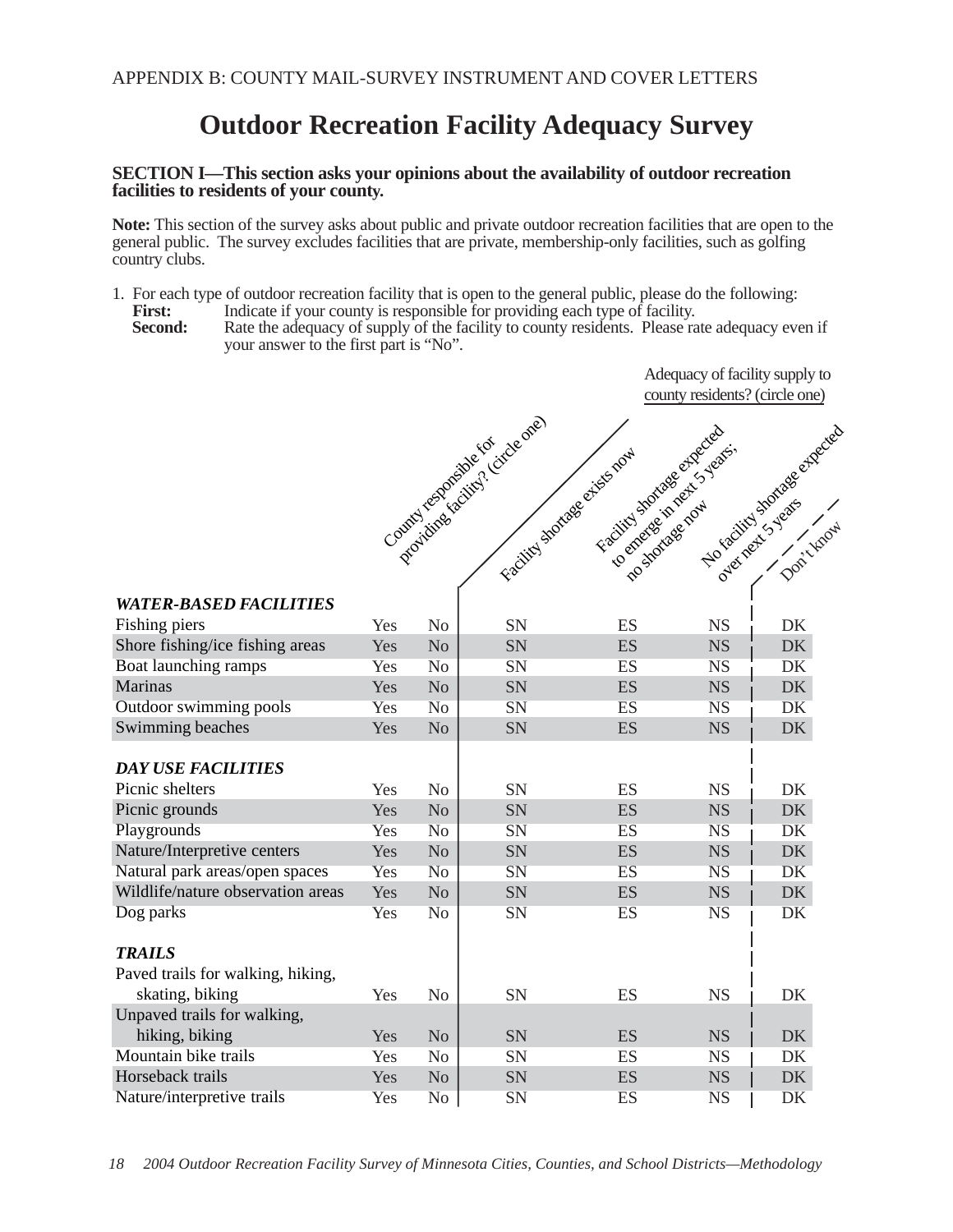APPENDIX B: COUNTY MAIL-SURVEY INSTRUMENT AND COVER LETTERS

# Outdoor Recreation Facility Adequacy Survey

**SECTION I—This section asks your opinions about the availability of outdoor recreation facilities to residents of your county.**

**Note:** This section of the survey asks about public and private outdoor recreation facilities that are open to the general public. The survey excludes facilities that are private, membership-only facilities, such as golfing country clubs.

1. For each type of outdoor recreation facility that is open to the general public, please do the following:
   **First:** Indicate if your county is responsible for providing each type of facility.
   **Second:** Rate the adequacy of supply of the facility to county residents. Please rate adequacy even if your answer to the first part is "No".

| | County responsible for providing facility? (circle one) | | Adequacy of facility supply to county residents? (circle one): Facility shortage exists now | Facility shortage expected to emerge in next 5 years; no shortage now | No facility shortage expected over next 5 years | Don't know |
|---|---|---|---|---|---|---|
| ***WATER-BASED FACILITIES*** | | | | | | |
| Fishing piers | Yes | No | SN | ES | NS | DK |
| Shore fishing/ice fishing areas | Yes | No | SN | ES | NS | DK |
| Boat launching ramps | Yes | No | SN | ES | NS | DK |
| Marinas | Yes | No | SN | ES | NS | DK |
| Outdoor swimming pools | Yes | No | SN | ES | NS | DK |
| Swimming beaches | Yes | No | SN | ES | NS | DK |
| ***DAY USE FACILITIES*** | | | | | | |
| Picnic shelters | Yes | No | SN | ES | NS | DK |
| Picnic grounds | Yes | No | SN | ES | NS | DK |
| Playgrounds | Yes | No | SN | ES | NS | DK |
| Nature/Interpretive centers | Yes | No | SN | ES | NS | DK |
| Natural park areas/open spaces | Yes | No | SN | ES | NS | DK |
| Wildlife/nature observation areas | Yes | No | SN | ES | NS | DK |
| Dog parks | Yes | No | SN | ES | NS | DK |
| ***TRAILS*** | | | | | | |
| Paved trails for walking, hiking, skating, biking | Yes | No | SN | ES | NS | DK |
| Unpaved trails for walking, hiking, biking | Yes | No | SN | ES | NS | DK |
| Mountain bike trails | Yes | No | SN | ES | NS | DK |
| Horseback trails | Yes | No | SN | ES | NS | DK |
| Nature/interpretive trails | Yes | No | SN | ES | NS | DK |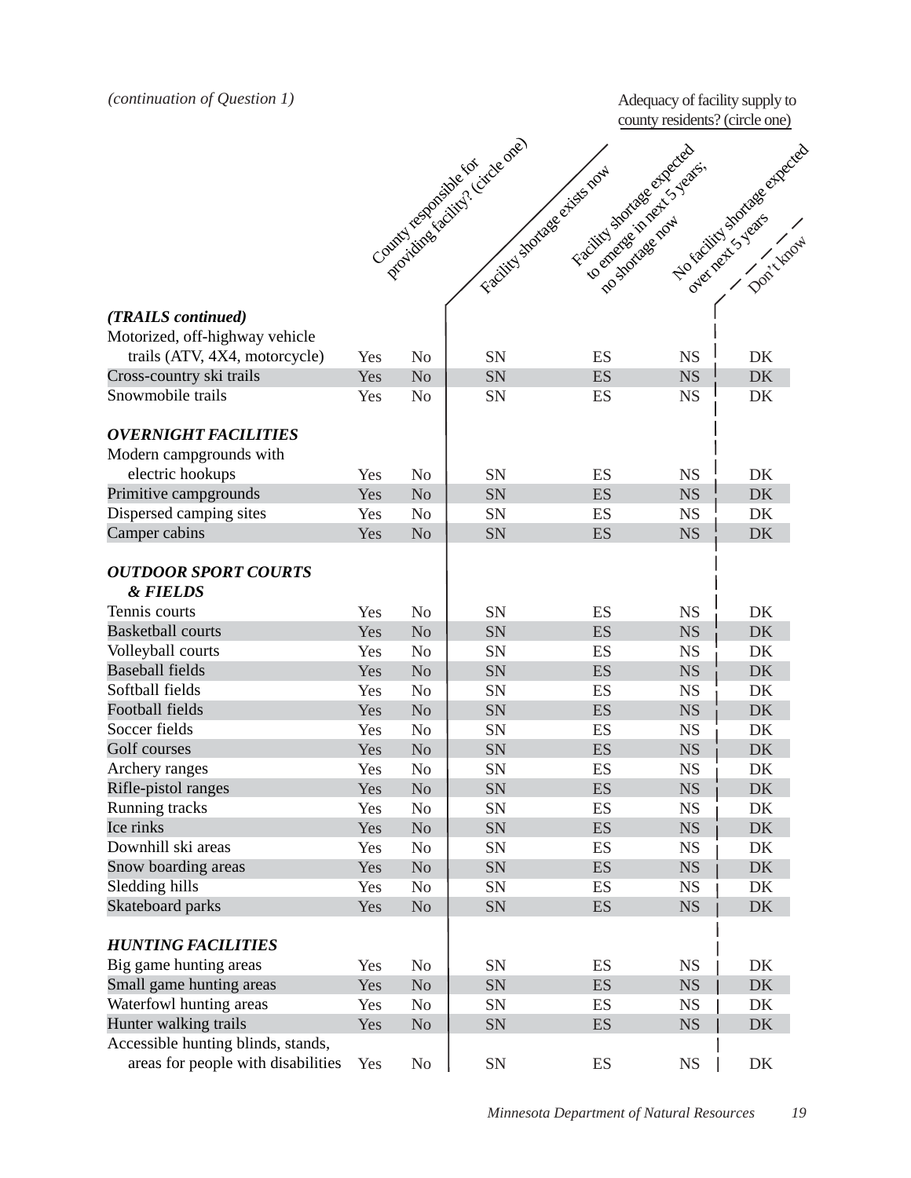*(continuation of Question 1)*

| | County responsible for providing facility? (circle one) | | Adequacy of facility supply to county residents? (circle one) | | | |
|---|---|---|---|---|---|---|
| | | | Facility shortage exists now | Facility shortage expected to emerge in next 5 years; no shortage now | No facility shortage expected over next 5 years | Don't know |
| ***(TRAILS continued)*** | | | | | | |
| Motorized, off-highway vehicle trails (ATV, 4X4, motorcycle) | Yes | No | SN | ES | NS | DK |
| Cross-country ski trails | Yes | No | SN | ES | NS | DK |
| Snowmobile trails | Yes | No | SN | ES | NS | DK |
| ***OVERNIGHT FACILITIES*** | | | | | | |
| Modern campgrounds with electric hookups | Yes | No | SN | ES | NS | DK |
| Primitive campgrounds | Yes | No | SN | ES | NS | DK |
| Dispersed camping sites | Yes | No | SN | ES | NS | DK |
| Camper cabins | Yes | No | SN | ES | NS | DK |
| ***OUTDOOR SPORT COURTS & FIELDS*** | | | | | | |
| Tennis courts | Yes | No | SN | ES | NS | DK |
| Basketball courts | Yes | No | SN | ES | NS | DK |
| Volleyball courts | Yes | No | SN | ES | NS | DK |
| Baseball fields | Yes | No | SN | ES | NS | DK |
| Softball fields | Yes | No | SN | ES | NS | DK |
| Football fields | Yes | No | SN | ES | NS | DK |
| Soccer fields | Yes | No | SN | ES | NS | DK |
| Golf courses | Yes | No | SN | ES | NS | DK |
| Archery ranges | Yes | No | SN | ES | NS | DK |
| Rifle-pistol ranges | Yes | No | SN | ES | NS | DK |
| Running tracks | Yes | No | SN | ES | NS | DK |
| Ice rinks | Yes | No | SN | ES | NS | DK |
| Downhill ski areas | Yes | No | SN | ES | NS | DK |
| Snow boarding areas | Yes | No | SN | ES | NS | DK |
| Sledding hills | Yes | No | SN | ES | NS | DK |
| Skateboard parks | Yes | No | SN | ES | NS | DK |
| ***HUNTING FACILITIES*** | | | | | | |
| Big game hunting areas | Yes | No | SN | ES | NS | DK |
| Small game hunting areas | Yes | No | SN | ES | NS | DK |
| Waterfowl hunting areas | Yes | No | SN | ES | NS | DK |
| Hunter walking trails | Yes | No | SN | ES | NS | DK |
| Accessible hunting blinds, stands, areas for people with disabilities | Yes | No | SN | ES | NS | DK |

*Minnesota Department of Natural Resources*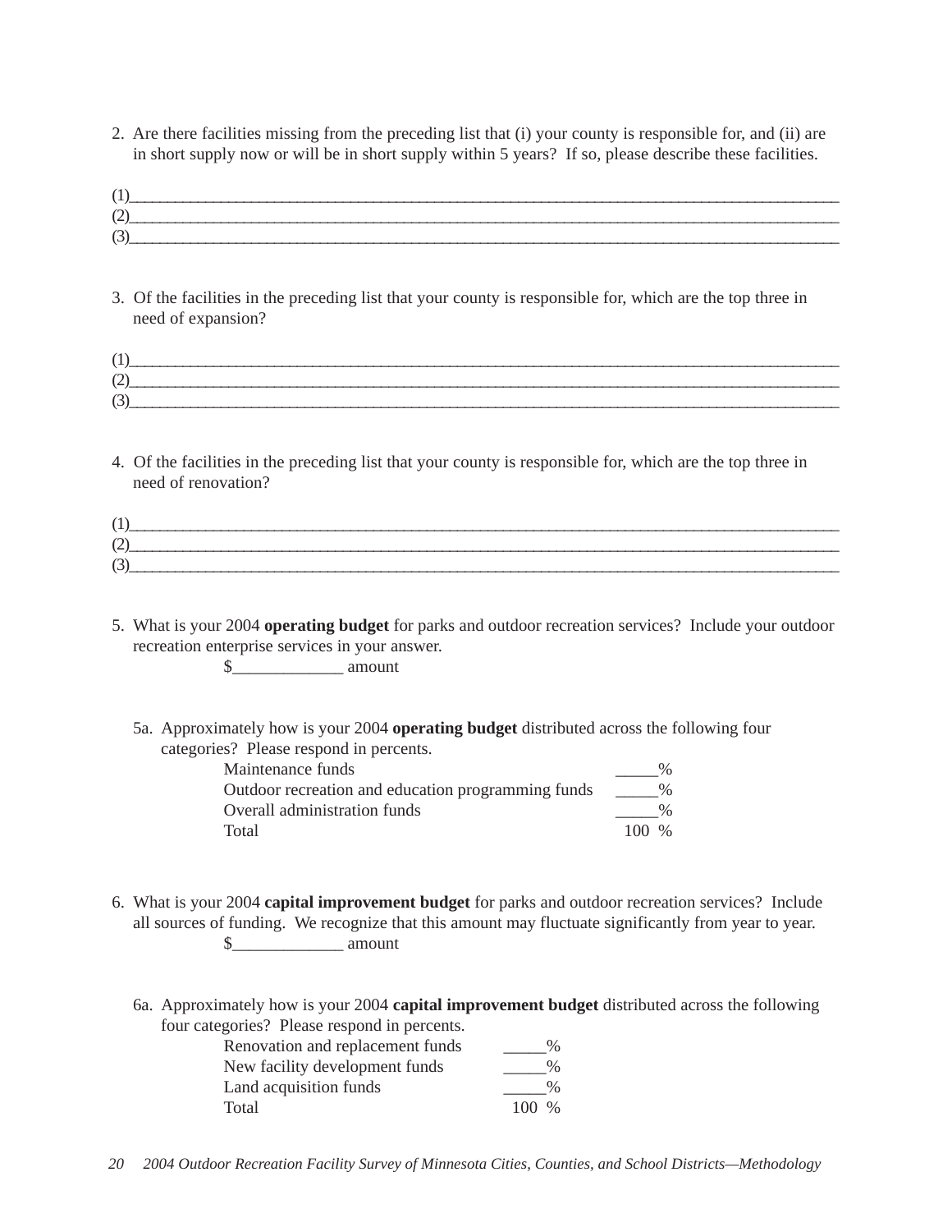2. Are there facilities missing from the preceding list that (i) your county is responsible for, and (ii) are in short supply now or will be in short supply within 5 years? If so, please describe these facilities.

(1)_______________________________________________________________________________________
(2)_______________________________________________________________________________________
(3)_______________________________________________________________________________________

3. Of the facilities in the preceding list that your county is responsible for, which are the top three in need of expansion?

(1)_______________________________________________________________________________________
(2)_______________________________________________________________________________________
(3)_______________________________________________________________________________________

4. Of the facilities in the preceding list that your county is responsible for, which are the top three in need of renovation?

(1)_______________________________________________________________________________________
(2)_______________________________________________________________________________________
(3)_______________________________________________________________________________________

5. What is your 2004 **operating budget** for parks and outdoor recreation services? Include your outdoor recreation enterprise services in your answer.

$_____________ amount

5a. Approximately how is your 2004 **operating budget** distributed across the following four categories? Please respond in percents.

| | |
|---|---|
| Maintenance funds | _____% |
| Outdoor recreation and education programming funds | _____% |
| Overall administration funds | _____% |
| Total | 100 % |

6. What is your 2004 **capital improvement budget** for parks and outdoor recreation services? Include all sources of funding. We recognize that this amount may fluctuate significantly from year to year.

$_____________ amount

6a. Approximately how is your 2004 **capital improvement budget** distributed across the following four categories? Please respond in percents.

| | |
|---|---|
| Renovation and replacement funds | _____% |
| New facility development funds | _____% |
| Land acquisition funds | _____% |
| Total | 100 % |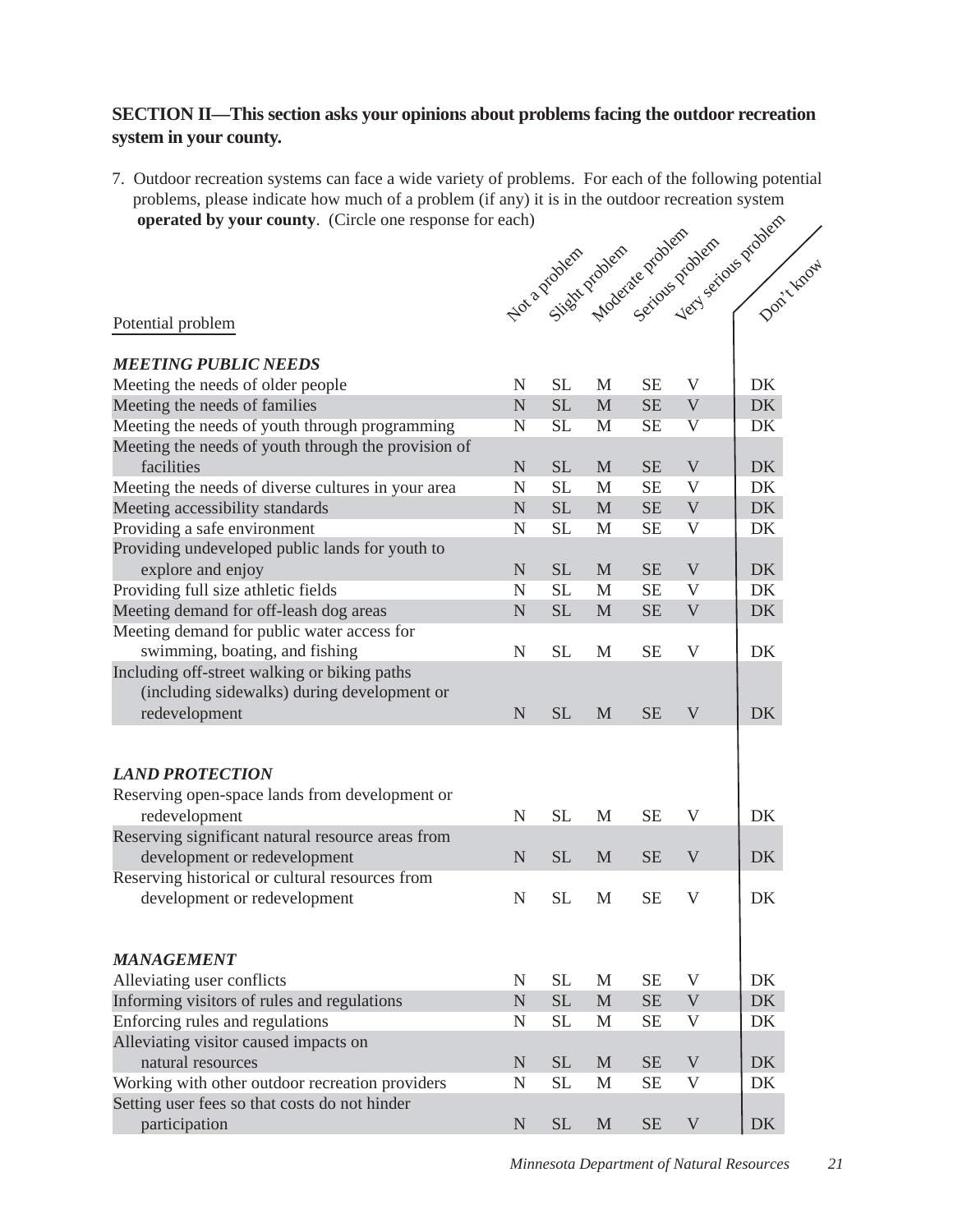## SECTION II—This section asks your opinions about problems facing the outdoor recreation system in your county.

7. Outdoor recreation systems can face a wide variety of problems. For each of the following potential problems, please indicate how much of a problem (if any) it is in the outdoor recreation system **operated by your county**. (Circle one response for each)

| Potential problem | Not a problem | Slight problem | Moderate problem | Serious problem | Very serious problem | Don't know |
|---|---|---|---|---|---|---|
| ***MEETING PUBLIC NEEDS*** | | | | | | |
| Meeting the needs of older people | N | SL | M | SE | V | DK |
| Meeting the needs of families | N | SL | M | SE | V | DK |
| Meeting the needs of youth through programming | N | SL | M | SE | V | DK |
| Meeting the needs of youth through the provision of facilities | N | SL | M | SE | V | DK |
| Meeting the needs of diverse cultures in your area | N | SL | M | SE | V | DK |
| Meeting accessibility standards | N | SL | M | SE | V | DK |
| Providing a safe environment | N | SL | M | SE | V | DK |
| Providing undeveloped public lands for youth to explore and enjoy | N | SL | M | SE | V | DK |
| Providing full size athletic fields | N | SL | M | SE | V | DK |
| Meeting demand for off-leash dog areas | N | SL | M | SE | V | DK |
| Meeting demand for public water access for swimming, boating, and fishing | N | SL | M | SE | V | DK |
| Including off-street walking or biking paths (including sidewalks) during development or redevelopment | N | SL | M | SE | V | DK |
| ***LAND PROTECTION*** | | | | | | |
| Reserving open-space lands from development or redevelopment | N | SL | M | SE | V | DK |
| Reserving significant natural resource areas from development or redevelopment | N | SL | M | SE | V | DK |
| Reserving historical or cultural resources from development or redevelopment | N | SL | M | SE | V | DK |
| ***MANAGEMENT*** | | | | | | |
| Alleviating user conflicts | N | SL | M | SE | V | DK |
| Informing visitors of rules and regulations | N | SL | M | SE | V | DK |
| Enforcing rules and regulations | N | SL | M | SE | V | DK |
| Alleviating visitor caused impacts on natural resources | N | SL | M | SE | V | DK |
| Working with other outdoor recreation providers | N | SL | M | SE | V | DK |
| Setting user fees so that costs do not hinder participation | N | SL | M | SE | V | DK |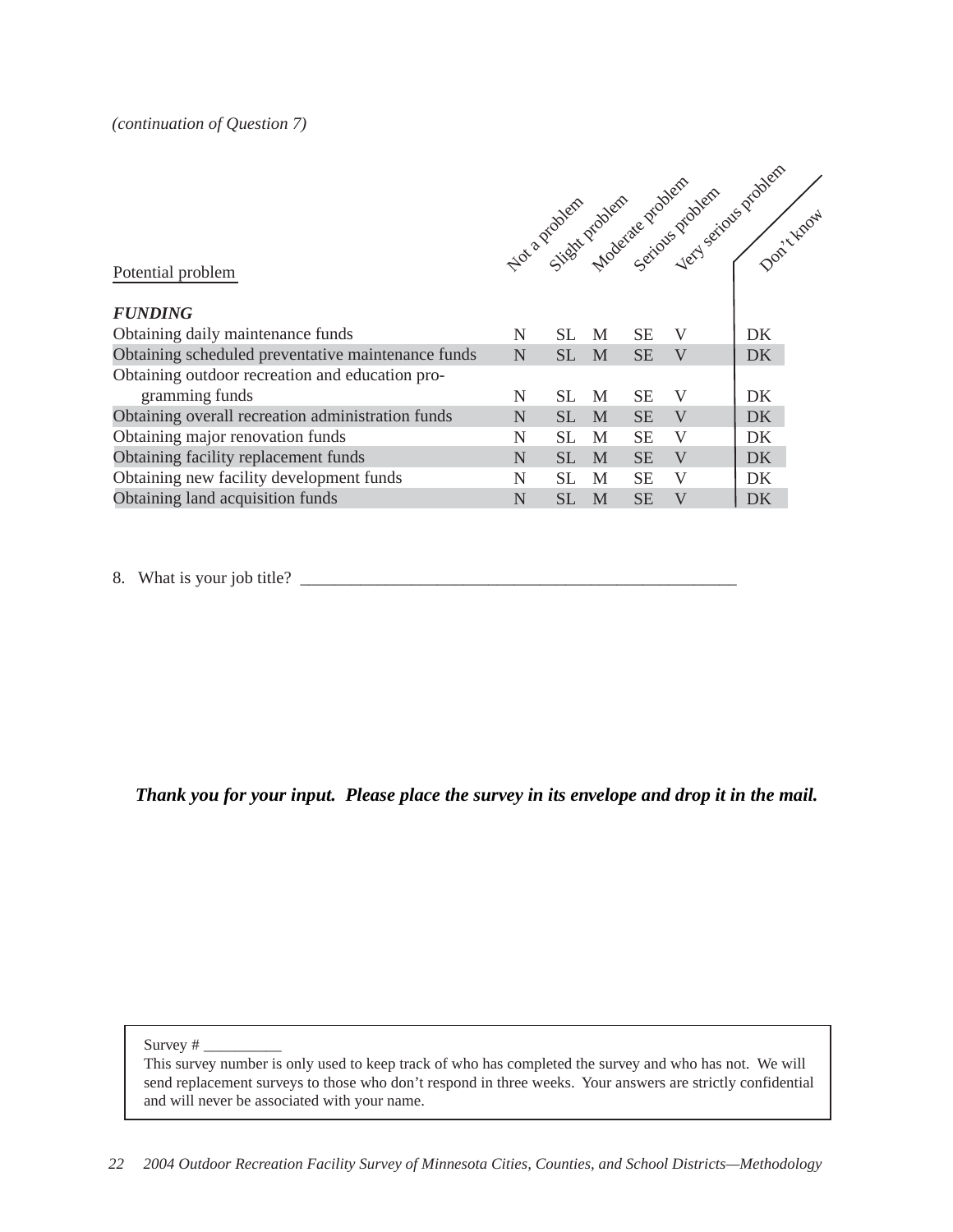*(continuation of Question 7)*

| Potential problem | Not a problem | Slight problem | Moderate problem | Serious problem | Very serious problem | Don't know |
|---|---|---|---|---|---|---|
| ***FUNDING*** | | | | | | |
| Obtaining daily maintenance funds | N | SL | M | SE | V | DK |
| Obtaining scheduled preventative maintenance funds | N | SL | M | SE | V | DK |
| Obtaining outdoor recreation and education programming funds | N | SL | M | SE | V | DK |
| Obtaining overall recreation administration funds | N | SL | M | SE | V | DK |
| Obtaining major renovation funds | N | SL | M | SE | V | DK |
| Obtaining facility replacement funds | N | SL | M | SE | V | DK |
| Obtaining new facility development funds | N | SL | M | SE | V | DK |
| Obtaining land acquisition funds | N | SL | M | SE | V | DK |

8. What is your job title? ____________________________________________________

***Thank you for your input. Please place the survey in its envelope and drop it in the mail.***

Survey # __________

This survey number is only used to keep track of who has completed the survey and who has not. We will send replacement surveys to those who don't respond in three weeks. Your answers are strictly confidential and will never be associated with your name.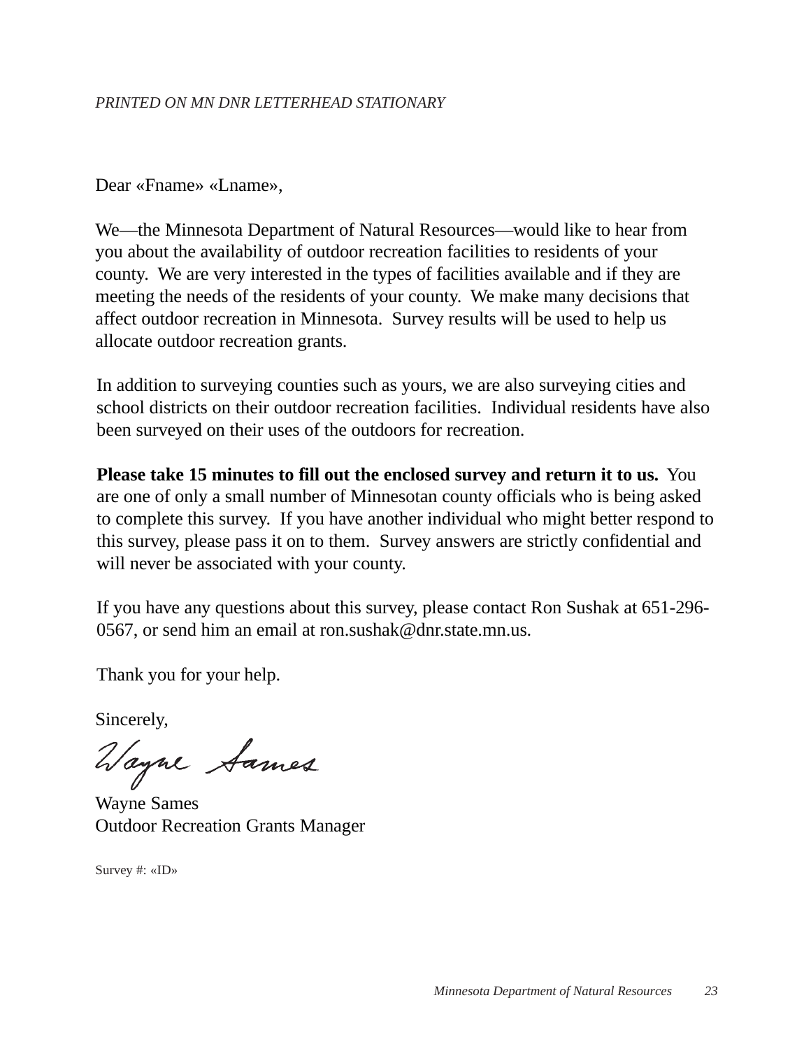*PRINTED ON MN DNR LETTERHEAD STATIONARY*

Dear «Fname» «Lname»,

We—the Minnesota Department of Natural Resources—would like to hear from you about the availability of outdoor recreation facilities to residents of your county. We are very interested in the types of facilities available and if they are meeting the needs of the residents of your county. We make many decisions that affect outdoor recreation in Minnesota. Survey results will be used to help us allocate outdoor recreation grants.

In addition to surveying counties such as yours, we are also surveying cities and school districts on their outdoor recreation facilities. Individual residents have also been surveyed on their uses of the outdoors for recreation.

**Please take 15 minutes to fill out the enclosed survey and return it to us.** You are one of only a small number of Minnesotan county officials who is being asked to complete this survey. If you have another individual who might better respond to this survey, please pass it on to them. Survey answers are strictly confidential and will never be associated with your county.

If you have any questions about this survey, please contact Ron Sushak at 651-296-0567, or send him an email at ron.sushak@dnr.state.mn.us.

Thank you for your help.

Sincerely,

Wayne Sames

Wayne Sames
Outdoor Recreation Grants Manager

Survey #: «ID»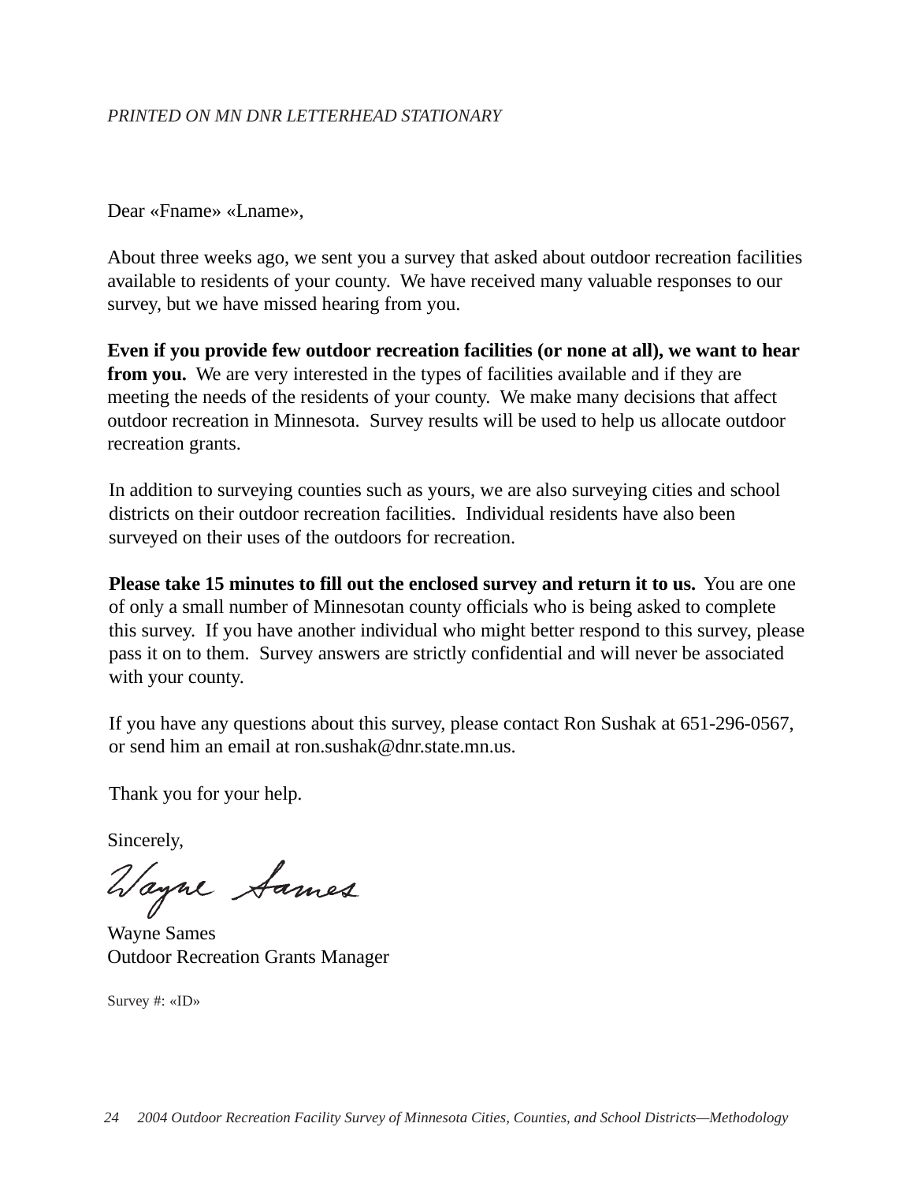*PRINTED ON MN DNR LETTERHEAD STATIONARY*

Dear «Fname» «Lname»,

About three weeks ago, we sent you a survey that asked about outdoor recreation facilities available to residents of your county. We have received many valuable responses to our survey, but we have missed hearing from you.

**Even if you provide few outdoor recreation facilities (or none at all), we want to hear from you.** We are very interested in the types of facilities available and if they are meeting the needs of the residents of your county. We make many decisions that affect outdoor recreation in Minnesota. Survey results will be used to help us allocate outdoor recreation grants.

In addition to surveying counties such as yours, we are also surveying cities and school districts on their outdoor recreation facilities. Individual residents have also been surveyed on their uses of the outdoors for recreation.

**Please take 15 minutes to fill out the enclosed survey and return it to us.** You are one of only a small number of Minnesotan county officials who is being asked to complete this survey. If you have another individual who might better respond to this survey, please pass it on to them. Survey answers are strictly confidential and will never be associated with your county.

If you have any questions about this survey, please contact Ron Sushak at 651-296-0567, or send him an email at ron.sushak@dnr.state.mn.us.

Thank you for your help.

Sincerely,

Wayne Sames

Wayne Sames
Outdoor Recreation Grants Manager

Survey #: «ID»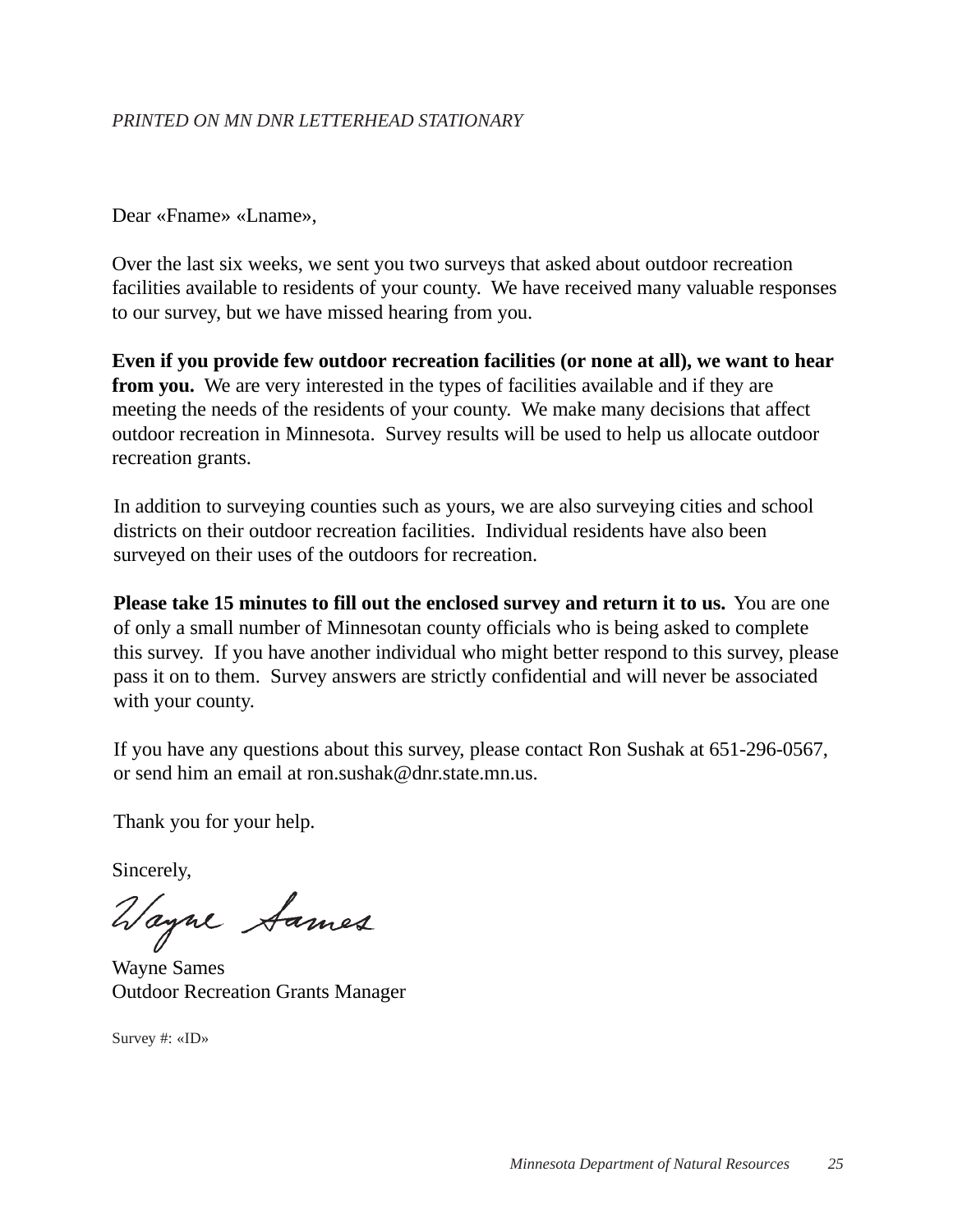*PRINTED ON MN DNR LETTERHEAD STATIONARY*

Dear «Fname» «Lname»,

Over the last six weeks, we sent you two surveys that asked about outdoor recreation facilities available to residents of your county. We have received many valuable responses to our survey, but we have missed hearing from you.

**Even if you provide few outdoor recreation facilities (or none at all), we want to hear from you.** We are very interested in the types of facilities available and if they are meeting the needs of the residents of your county. We make many decisions that affect outdoor recreation in Minnesota. Survey results will be used to help us allocate outdoor recreation grants.

In addition to surveying counties such as yours, we are also surveying cities and school districts on their outdoor recreation facilities. Individual residents have also been surveyed on their uses of the outdoors for recreation.

**Please take 15 minutes to fill out the enclosed survey and return it to us.** You are one of only a small number of Minnesotan county officials who is being asked to complete this survey. If you have another individual who might better respond to this survey, please pass it on to them. Survey answers are strictly confidential and will never be associated with your county.

If you have any questions about this survey, please contact Ron Sushak at 651-296-0567, or send him an email at ron.sushak@dnr.state.mn.us.

Thank you for your help.

Sincerely,

Wayne Sames

Wayne Sames
Outdoor Recreation Grants Manager

Survey #: «ID»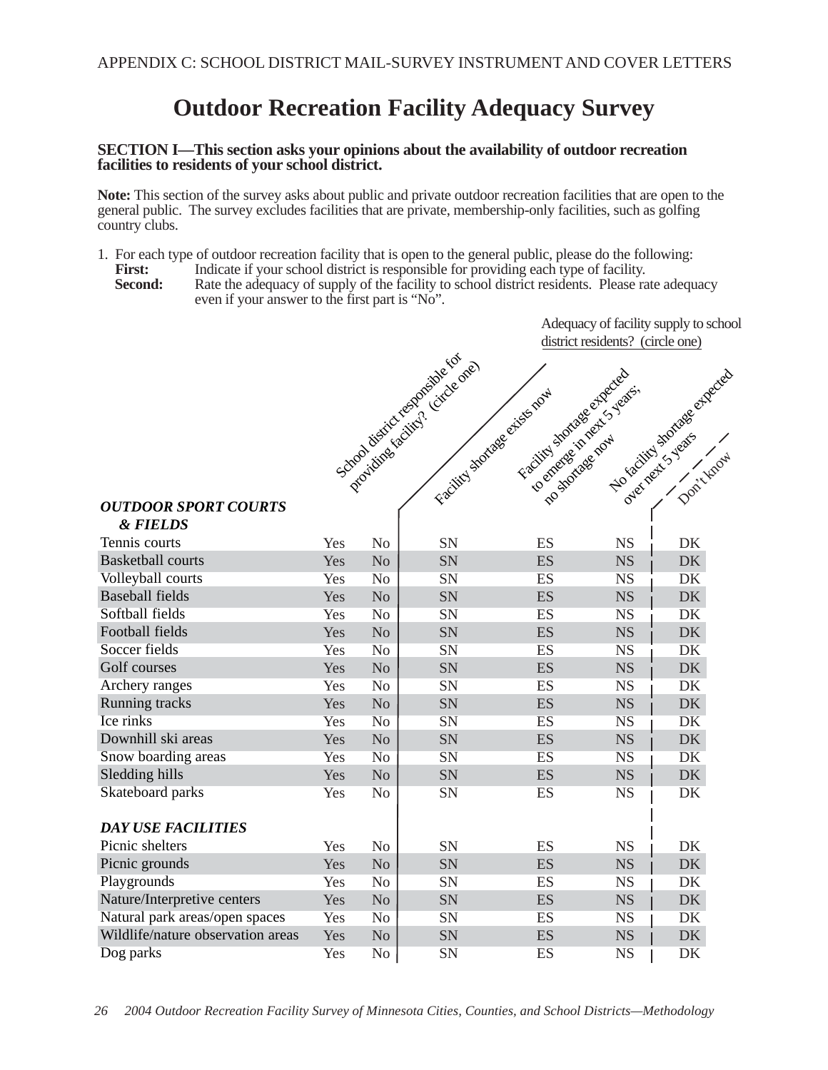APPENDIX C: SCHOOL DISTRICT MAIL-SURVEY INSTRUMENT AND COVER LETTERS

# Outdoor Recreation Facility Adequacy Survey

**SECTION I—This section asks your opinions about the availability of outdoor recreation facilities to residents of your school district.**

**Note:** This section of the survey asks about public and private outdoor recreation facilities that are open to the general public. The survey excludes facilities that are private, membership-only facilities, such as golfing country clubs.

1. For each type of outdoor recreation facility that is open to the general public, please do the following:
   **First:** Indicate if your school district is responsible for providing each type of facility.
   **Second:** Rate the adequacy of supply of the facility to school district residents. Please rate adequacy even if your answer to the first part is "No".

| | School district responsible for providing facility? (circle one) | | Adequacy of facility supply to school district residents? (circle one) | | | |
|---|---|---|---|---|---|---|
| | | | Facility shortage exists now | Facility shortage expected to emerge in next 5 years; no shortage now | No facility shortage expected over next 5 years | Don't know |
| ***OUTDOOR SPORT COURTS & FIELDS*** | | | | | | |
| Tennis courts | Yes | No | SN | ES | NS | DK |
| Basketball courts | Yes | No | SN | ES | NS | DK |
| Volleyball courts | Yes | No | SN | ES | NS | DK |
| Baseball fields | Yes | No | SN | ES | NS | DK |
| Softball fields | Yes | No | SN | ES | NS | DK |
| Football fields | Yes | No | SN | ES | NS | DK |
| Soccer fields | Yes | No | SN | ES | NS | DK |
| Golf courses | Yes | No | SN | ES | NS | DK |
| Archery ranges | Yes | No | SN | ES | NS | DK |
| Running tracks | Yes | No | SN | ES | NS | DK |
| Ice rinks | Yes | No | SN | ES | NS | DK |
| Downhill ski areas | Yes | No | SN | ES | NS | DK |
| Snow boarding areas | Yes | No | SN | ES | NS | DK |
| Sledding hills | Yes | No | SN | ES | NS | DK |
| Skateboard parks | Yes | No | SN | ES | NS | DK |
| ***DAY USE FACILITIES*** | | | | | | |
| Picnic shelters | Yes | No | SN | ES | NS | DK |
| Picnic grounds | Yes | No | SN | ES | NS | DK |
| Playgrounds | Yes | No | SN | ES | NS | DK |
| Nature/Interpretive centers | Yes | No | SN | ES | NS | DK |
| Natural park areas/open spaces | Yes | No | SN | ES | NS | DK |
| Wildlife/nature observation areas | Yes | No | SN | ES | NS | DK |
| Dog parks | Yes | No | SN | ES | NS | DK |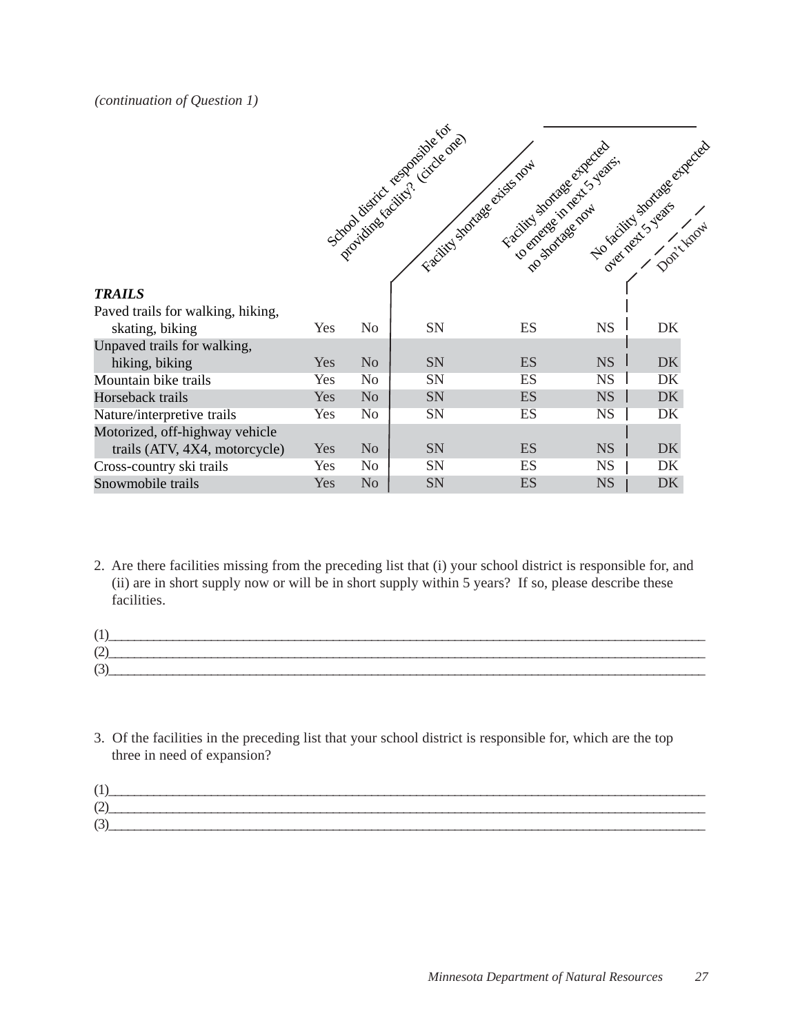*(continuation of Question 1)*

| | School district responsible for providing facility? (circle one) | | Facility shortage exists now | Facility shortage expected to emerge in next 5 years; no shortage now | No facility shortage expected over next 5 years | Don't know |
|---|---|---|---|---|---|---|
| ***TRAILS*** | | | | | | |
| Paved trails for walking, hiking, skating, biking | Yes | No | SN | ES | NS | DK |
| Unpaved trails for walking, hiking, biking | Yes | No | SN | ES | NS | DK |
| Mountain bike trails | Yes | No | SN | ES | NS | DK |
| Horseback trails | Yes | No | SN | ES | NS | DK |
| Nature/interpretive trails | Yes | No | SN | ES | NS | DK |
| Motorized, off-highway vehicle trails (ATV, 4X4, motorcycle) | Yes | No | SN | ES | NS | DK |
| Cross-country ski trails | Yes | No | SN | ES | NS | DK |
| Snowmobile trails | Yes | No | SN | ES | NS | DK |

2. Are there facilities missing from the preceding list that (i) your school district is responsible for, and (ii) are in short supply now or will be in short supply within 5 years? If so, please describe these facilities.

(1)______________________________________________________________________________
(2)______________________________________________________________________________
(3)______________________________________________________________________________

3. Of the facilities in the preceding list that your school district is responsible for, which are the top three in need of expansion?

(1)______________________________________________________________________________
(2)______________________________________________________________________________
(3)______________________________________________________________________________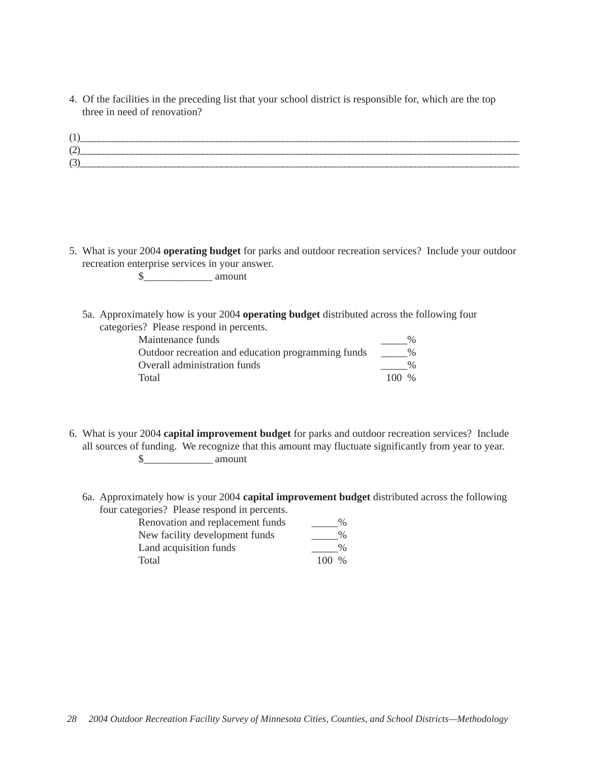4. Of the facilities in the preceding list that your school district is responsible for, which are the top three in need of renovation?

(1)___________________________________________________________________________

(2)___________________________________________________________________________

(3)___________________________________________________________________________

5. What is your 2004 **operating budget** for parks and outdoor recreation services? Include your outdoor recreation enterprise services in your answer.

   $_____________ amount

   5a. Approximately how is your 2004 **operating budget** distributed across the following four categories? Please respond in percents.

| | |
|---|---|
| Maintenance funds | _____% |
| Outdoor recreation and education programming funds | _____% |
| Overall administration funds | _____% |
| Total | 100 % |

6. What is your 2004 **capital improvement budget** for parks and outdoor recreation services? Include all sources of funding. We recognize that this amount may fluctuate significantly from year to year.

   $_____________ amount

   6a. Approximately how is your 2004 **capital improvement budget** distributed across the following four categories? Please respond in percents.

| | |
|---|---|
| Renovation and replacement funds | _____% |
| New facility development funds | _____% |
| Land acquisition funds | _____% |
| Total | 100 % |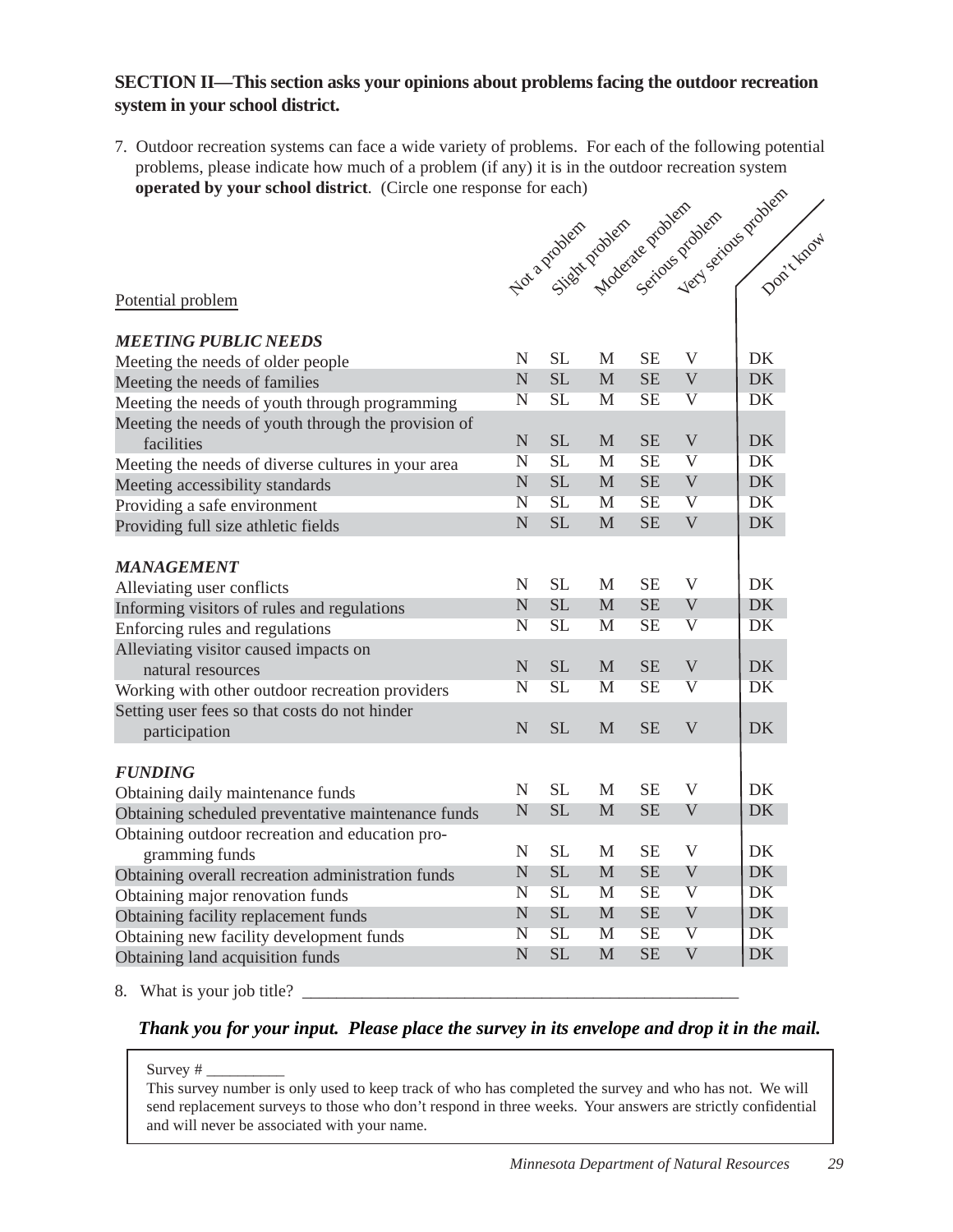**SECTION II—This section asks your opinions about problems facing the outdoor recreation system in your school district.**

7. Outdoor recreation systems can face a wide variety of problems. For each of the following potential problems, please indicate how much of a problem (if any) it is in the outdoor recreation system **operated by your school district**. (Circle one response for each)

| Potential problem | Not a problem | Slight problem | Moderate problem | Serious problem | Very serious problem | Don't know |
|---|---|---|---|---|---|---|
| ***MEETING PUBLIC NEEDS*** | | | | | | |
| Meeting the needs of older people | N | SL | M | SE | V | DK |
| Meeting the needs of families | N | SL | M | SE | V | DK |
| Meeting the needs of youth through programming | N | SL | M | SE | V | DK |
| Meeting the needs of youth through the provision of facilities | N | SL | M | SE | V | DK |
| Meeting the needs of diverse cultures in your area | N | SL | M | SE | V | DK |
| Meeting accessibility standards | N | SL | M | SE | V | DK |
| Providing a safe environment | N | SL | M | SE | V | DK |
| Providing full size athletic fields | N | SL | M | SE | V | DK |
| ***MANAGEMENT*** | | | | | | |
| Alleviating user conflicts | N | SL | M | SE | V | DK |
| Informing visitors of rules and regulations | N | SL | M | SE | V | DK |
| Enforcing rules and regulations | N | SL | M | SE | V | DK |
| Alleviating visitor caused impacts on natural resources | N | SL | M | SE | V | DK |
| Working with other outdoor recreation providers | N | SL | M | SE | V | DK |
| Setting user fees so that costs do not hinder participation | N | SL | M | SE | V | DK |
| ***FUNDING*** | | | | | | |
| Obtaining daily maintenance funds | N | SL | M | SE | V | DK |
| Obtaining scheduled preventative maintenance funds | N | SL | M | SE | V | DK |
| Obtaining outdoor recreation and education programming funds | N | SL | M | SE | V | DK |
| Obtaining overall recreation administration funds | N | SL | M | SE | V | DK |
| Obtaining major renovation funds | N | SL | M | SE | V | DK |
| Obtaining facility replacement funds | N | SL | M | SE | V | DK |
| Obtaining new facility development funds | N | SL | M | SE | V | DK |
| Obtaining land acquisition funds | N | SL | M | SE | V | DK |

8. What is your job title? ___________________________________________________

***Thank you for your input. Please place the survey in its envelope and drop it in the mail.***

Survey # __________

This survey number is only used to keep track of who has completed the survey and who has not. We will send replacement surveys to those who don't respond in three weeks. Your answers are strictly confidential and will never be associated with your name.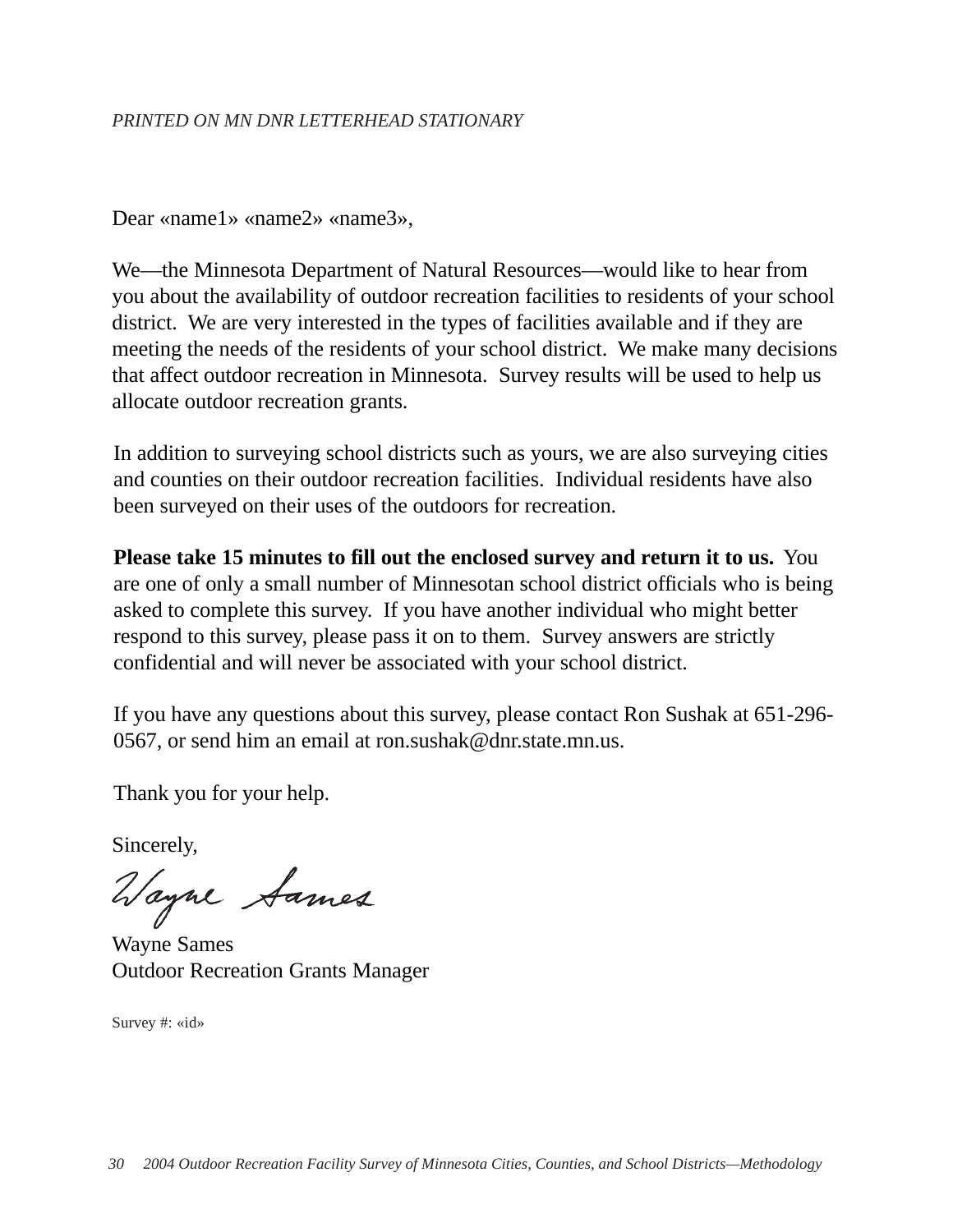*PRINTED ON MN DNR LETTERHEAD STATIONARY*

Dear «name1» «name2» «name3»,

We—the Minnesota Department of Natural Resources—would like to hear from you about the availability of outdoor recreation facilities to residents of your school district. We are very interested in the types of facilities available and if they are meeting the needs of the residents of your school district. We make many decisions that affect outdoor recreation in Minnesota. Survey results will be used to help us allocate outdoor recreation grants.

In addition to surveying school districts such as yours, we are also surveying cities and counties on their outdoor recreation facilities. Individual residents have also been surveyed on their uses of the outdoors for recreation.

**Please take 15 minutes to fill out the enclosed survey and return it to us.** You are one of only a small number of Minnesotan school district officials who is being asked to complete this survey. If you have another individual who might better respond to this survey, please pass it on to them. Survey answers are strictly confidential and will never be associated with your school district.

If you have any questions about this survey, please contact Ron Sushak at 651-296-0567, or send him an email at ron.sushak@dnr.state.mn.us.

Thank you for your help.

Sincerely,

Wayne Sames

Wayne Sames
Outdoor Recreation Grants Manager

Survey #: «id»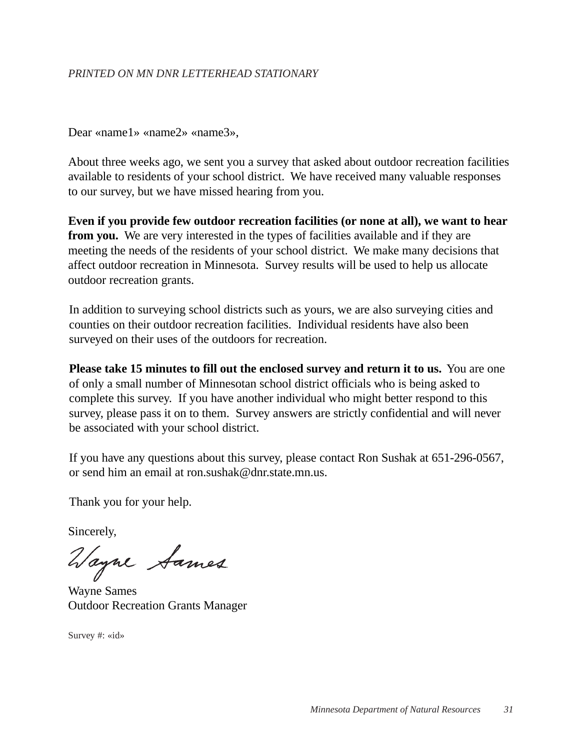*PRINTED ON MN DNR LETTERHEAD STATIONARY*

Dear «name1» «name2» «name3»,

About three weeks ago, we sent you a survey that asked about outdoor recreation facilities available to residents of your school district. We have received many valuable responses to our survey, but we have missed hearing from you.

**Even if you provide few outdoor recreation facilities (or none at all), we want to hear from you.** We are very interested in the types of facilities available and if they are meeting the needs of the residents of your school district. We make many decisions that affect outdoor recreation in Minnesota. Survey results will be used to help us allocate outdoor recreation grants.

In addition to surveying school districts such as yours, we are also surveying cities and counties on their outdoor recreation facilities. Individual residents have also been surveyed on their uses of the outdoors for recreation.

**Please take 15 minutes to fill out the enclosed survey and return it to us.** You are one of only a small number of Minnesotan school district officials who is being asked to complete this survey. If you have another individual who might better respond to this survey, please pass it on to them. Survey answers are strictly confidential and will never be associated with your school district.

If you have any questions about this survey, please contact Ron Sushak at 651-296-0567, or send him an email at ron.sushak@dnr.state.mn.us.

Thank you for your help.

Sincerely,

Wayne Sames

Wayne Sames
Outdoor Recreation Grants Manager

Survey #: «id»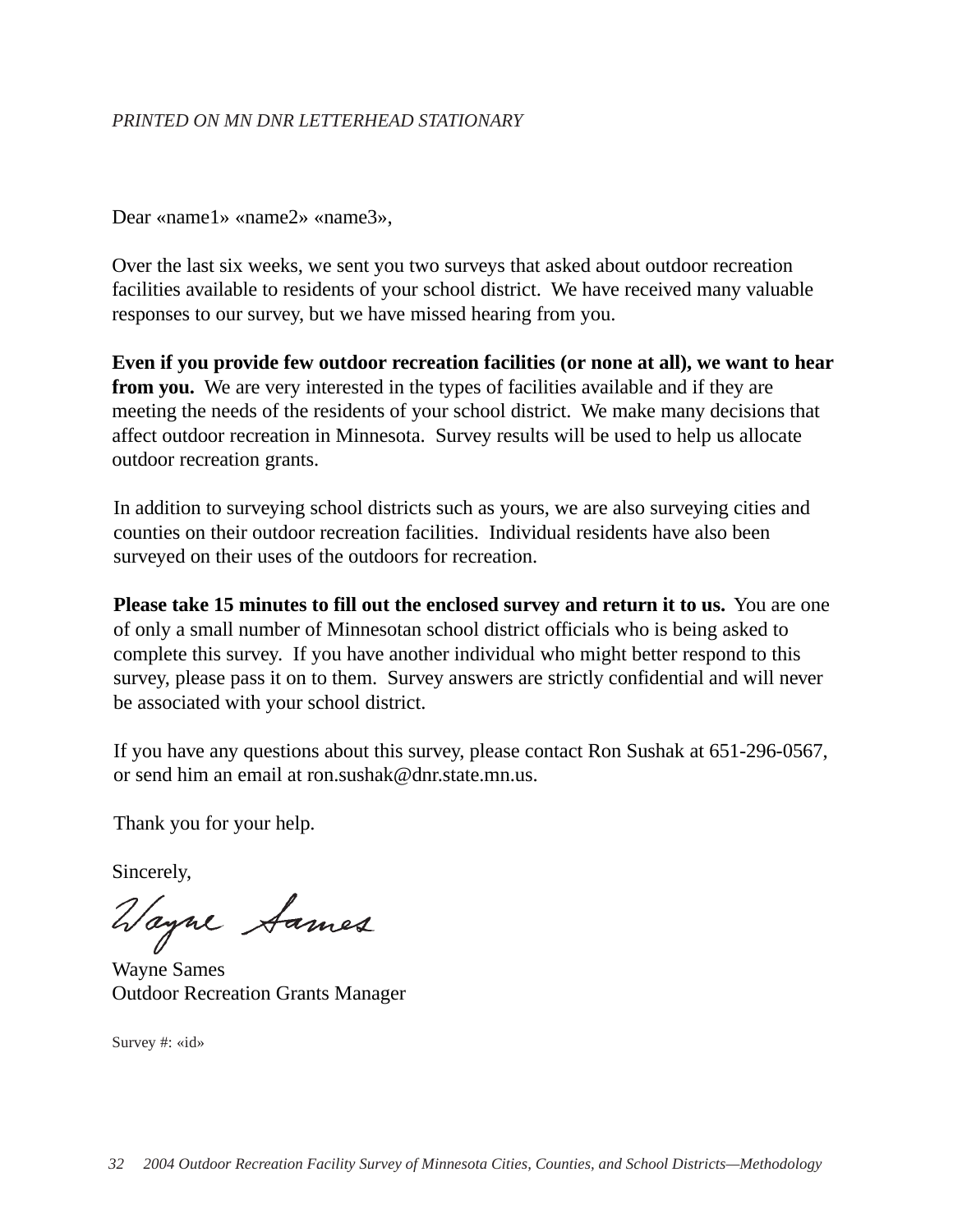*PRINTED ON MN DNR LETTERHEAD STATIONARY*

Dear «name1» «name2» «name3»,

Over the last six weeks, we sent you two surveys that asked about outdoor recreation facilities available to residents of your school district. We have received many valuable responses to our survey, but we have missed hearing from you.

**Even if you provide few outdoor recreation facilities (or none at all), we want to hear from you.** We are very interested in the types of facilities available and if they are meeting the needs of the residents of your school district. We make many decisions that affect outdoor recreation in Minnesota. Survey results will be used to help us allocate outdoor recreation grants.

In addition to surveying school districts such as yours, we are also surveying cities and counties on their outdoor recreation facilities. Individual residents have also been surveyed on their uses of the outdoors for recreation.

**Please take 15 minutes to fill out the enclosed survey and return it to us.** You are one of only a small number of Minnesotan school district officials who is being asked to complete this survey. If you have another individual who might better respond to this survey, please pass it on to them. Survey answers are strictly confidential and will never be associated with your school district.

If you have any questions about this survey, please contact Ron Sushak at 651-296-0567, or send him an email at ron.sushak@dnr.state.mn.us.

Thank you for your help.

Sincerely,

Wayne Sames

Wayne Sames
Outdoor Recreation Grants Manager

Survey #: «id»